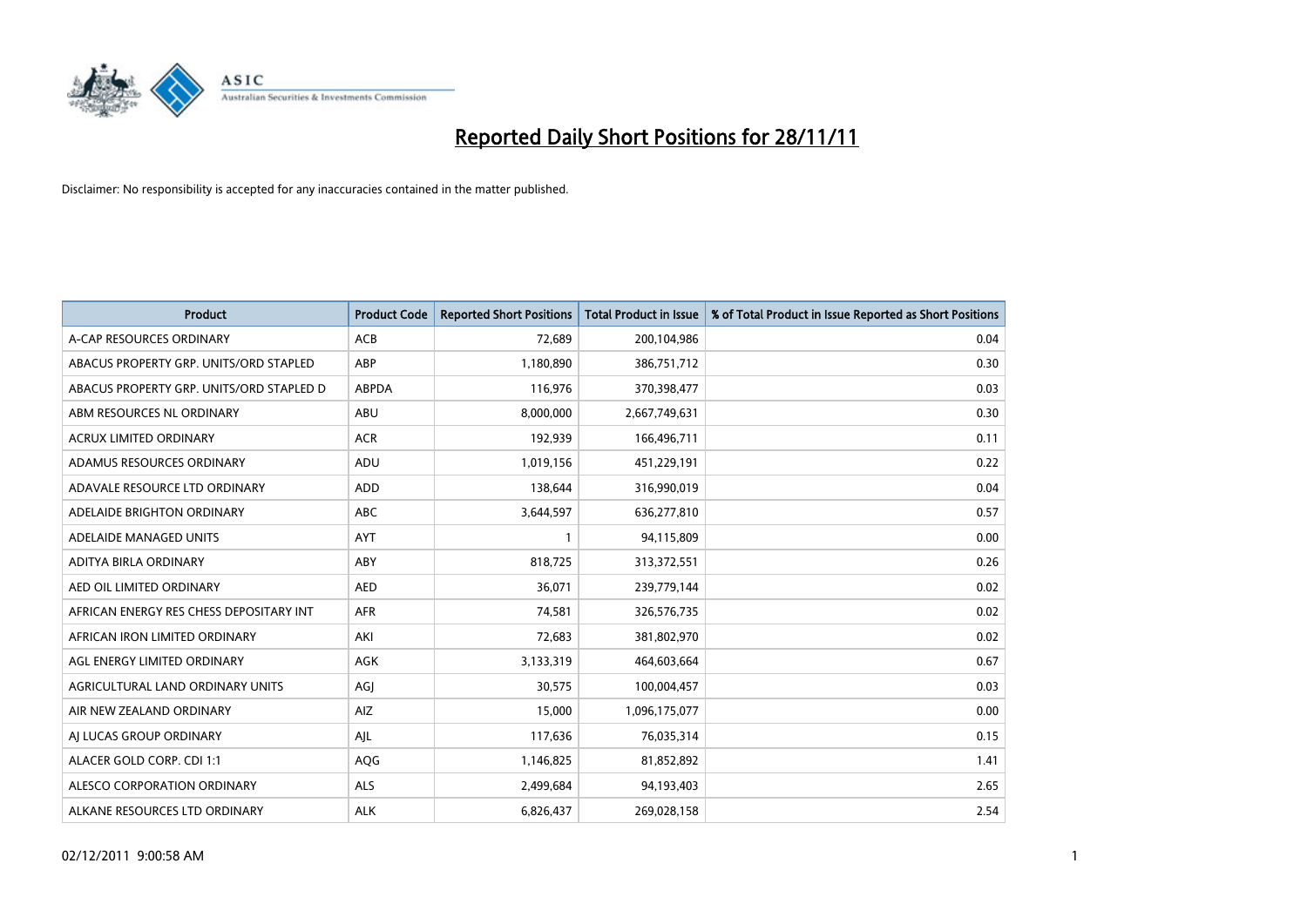# Reported Daily Short Positions for 28/11/11

Disclaimer: No responsibility is accepted for any inaccuracies contained in the matter published.

| Product | Product Code | Reported Short Positions | Total Product in Issue | % of Total Product in Issue Reported as Short Positions |
|---|---|---|---|---|
| A-CAP RESOURCES ORDINARY | ACB | 72,689 | 200,104,986 | 0.04 |
| ABACUS PROPERTY GRP. UNITS/ORD STAPLED | ABP | 1,180,890 | 386,751,712 | 0.30 |
| ABACUS PROPERTY GRP. UNITS/ORD STAPLED D | ABPDA | 116,976 | 370,398,477 | 0.03 |
| ABM RESOURCES NL ORDINARY | ABU | 8,000,000 | 2,667,749,631 | 0.30 |
| ACRUX LIMITED ORDINARY | ACR | 192,939 | 166,496,711 | 0.11 |
| ADAMUS RESOURCES ORDINARY | ADU | 1,019,156 | 451,229,191 | 0.22 |
| ADAVALE RESOURCE LTD ORDINARY | ADD | 138,644 | 316,990,019 | 0.04 |
| ADELAIDE BRIGHTON ORDINARY | ABC | 3,644,597 | 636,277,810 | 0.57 |
| ADELAIDE MANAGED UNITS | AYT | 1 | 94,115,809 | 0.00 |
| ADITYA BIRLA ORDINARY | ABY | 818,725 | 313,372,551 | 0.26 |
| AED OIL LIMITED ORDINARY | AED | 36,071 | 239,779,144 | 0.02 |
| AFRICAN ENERGY RES CHESS DEPOSITARY INT | AFR | 74,581 | 326,576,735 | 0.02 |
| AFRICAN IRON LIMITED ORDINARY | AKI | 72,683 | 381,802,970 | 0.02 |
| AGL ENERGY LIMITED ORDINARY | AGK | 3,133,319 | 464,603,664 | 0.67 |
| AGRICULTURAL LAND ORDINARY UNITS | AGJ | 30,575 | 100,004,457 | 0.03 |
| AIR NEW ZEALAND ORDINARY | AIZ | 15,000 | 1,096,175,077 | 0.00 |
| AJ LUCAS GROUP ORDINARY | AJL | 117,636 | 76,035,314 | 0.15 |
| ALACER GOLD CORP. CDI 1:1 | AQG | 1,146,825 | 81,852,892 | 1.41 |
| ALESCO CORPORATION ORDINARY | ALS | 2,499,684 | 94,193,403 | 2.65 |
| ALKANE RESOURCES LTD ORDINARY | ALK | 6,826,437 | 269,028,158 | 2.54 |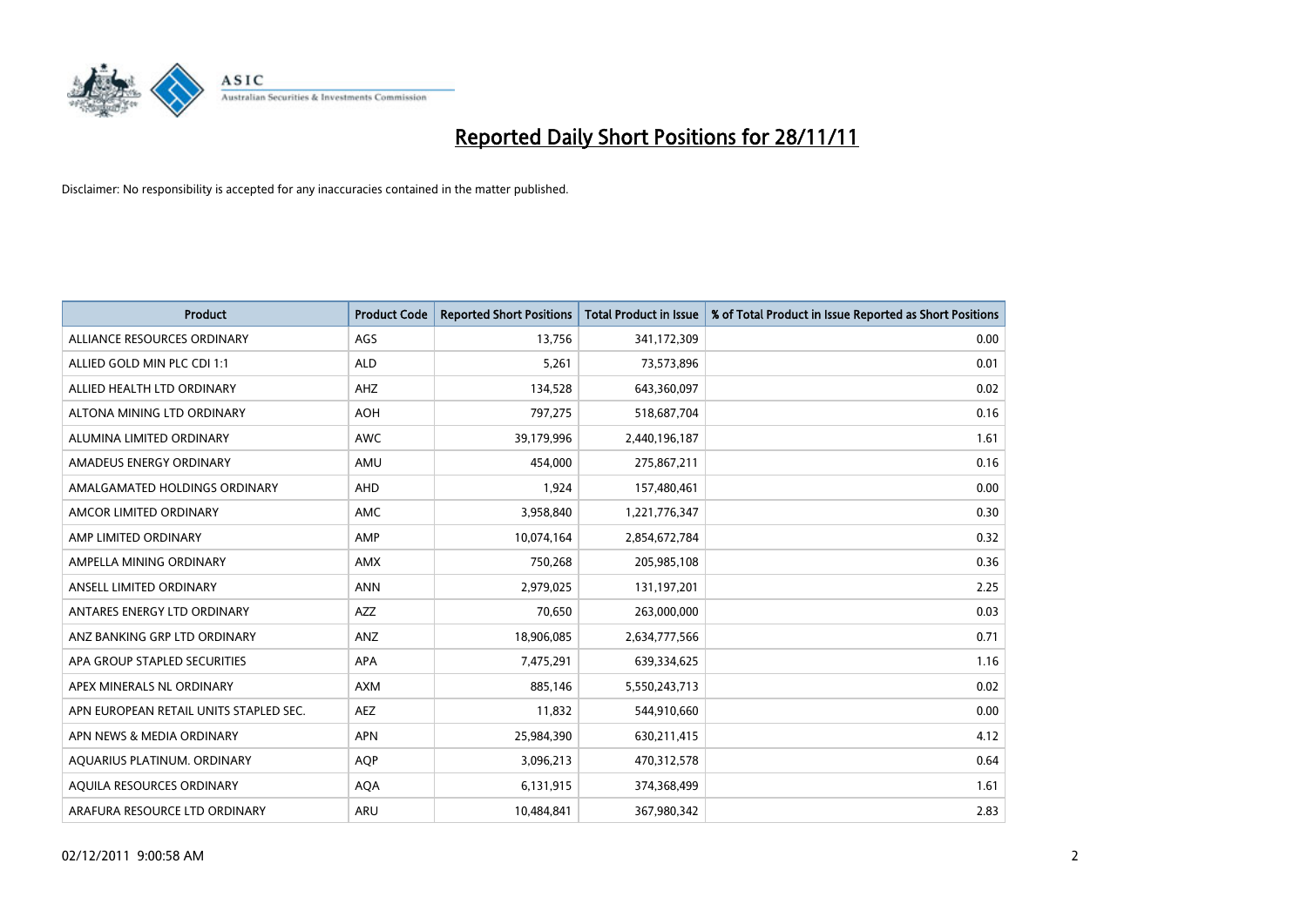# Reported Daily Short Positions for 28/11/11

Disclaimer: No responsibility is accepted for any inaccuracies contained in the matter published.

| Product | Product Code | Reported Short Positions | Total Product in Issue | % of Total Product in Issue Reported as Short Positions |
|---|---|---|---|---|
| ALLIANCE RESOURCES ORDINARY | AGS | 13,756 | 341,172,309 | 0.00 |
| ALLIED GOLD MIN PLC CDI 1:1 | ALD | 5,261 | 73,573,896 | 0.01 |
| ALLIED HEALTH LTD ORDINARY | AHZ | 134,528 | 643,360,097 | 0.02 |
| ALTONA MINING LTD ORDINARY | AOH | 797,275 | 518,687,704 | 0.16 |
| ALUMINA LIMITED ORDINARY | AWC | 39,179,996 | 2,440,196,187 | 1.61 |
| AMADEUS ENERGY ORDINARY | AMU | 454,000 | 275,867,211 | 0.16 |
| AMALGAMATED HOLDINGS ORDINARY | AHD | 1,924 | 157,480,461 | 0.00 |
| AMCOR LIMITED ORDINARY | AMC | 3,958,840 | 1,221,776,347 | 0.30 |
| AMP LIMITED ORDINARY | AMP | 10,074,164 | 2,854,672,784 | 0.32 |
| AMPELLA MINING ORDINARY | AMX | 750,268 | 205,985,108 | 0.36 |
| ANSELL LIMITED ORDINARY | ANN | 2,979,025 | 131,197,201 | 2.25 |
| ANTARES ENERGY LTD ORDINARY | AZZ | 70,650 | 263,000,000 | 0.03 |
| ANZ BANKING GRP LTD ORDINARY | ANZ | 18,906,085 | 2,634,777,566 | 0.71 |
| APA GROUP STAPLED SECURITIES | APA | 7,475,291 | 639,334,625 | 1.16 |
| APEX MINERALS NL ORDINARY | AXM | 885,146 | 5,550,243,713 | 0.02 |
| APN EUROPEAN RETAIL UNITS STAPLED SEC. | AEZ | 11,832 | 544,910,660 | 0.00 |
| APN NEWS & MEDIA ORDINARY | APN | 25,984,390 | 630,211,415 | 4.12 |
| AQUARIUS PLATINUM. ORDINARY | AQP | 3,096,213 | 470,312,578 | 0.64 |
| AQUILA RESOURCES ORDINARY | AQA | 6,131,915 | 374,368,499 | 1.61 |
| ARAFURA RESOURCE LTD ORDINARY | ARU | 10,484,841 | 367,980,342 | 2.83 |

02/12/2011 9:00:58 AM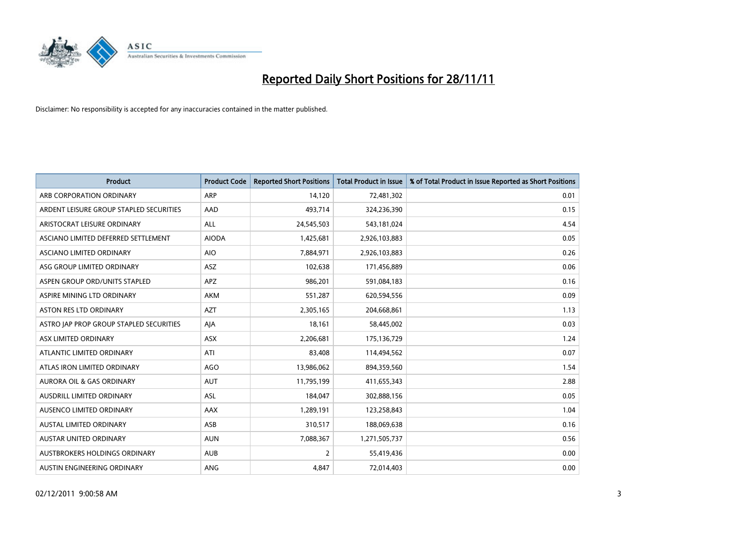# Reported Daily Short Positions for 28/11/11

Disclaimer: No responsibility is accepted for any inaccuracies contained in the matter published.

| Product | Product Code | Reported Short Positions | Total Product in Issue | % of Total Product in Issue Reported as Short Positions |
|---|---|---|---|---|
| ARB CORPORATION ORDINARY | ARP | 14,120 | 72,481,302 | 0.01 |
| ARDENT LEISURE GROUP STAPLED SECURITIES | AAD | 493,714 | 324,236,390 | 0.15 |
| ARISTOCRAT LEISURE ORDINARY | ALL | 24,545,503 | 543,181,024 | 4.54 |
| ASCIANO LIMITED DEFERRED SETTLEMENT | AIODA | 1,425,681 | 2,926,103,883 | 0.05 |
| ASCIANO LIMITED ORDINARY | AIO | 7,884,971 | 2,926,103,883 | 0.26 |
| ASG GROUP LIMITED ORDINARY | ASZ | 102,638 | 171,456,889 | 0.06 |
| ASPEN GROUP ORD/UNITS STAPLED | APZ | 986,201 | 591,084,183 | 0.16 |
| ASPIRE MINING LTD ORDINARY | AKM | 551,287 | 620,594,556 | 0.09 |
| ASTON RES LTD ORDINARY | AZT | 2,305,165 | 204,668,861 | 1.13 |
| ASTRO JAP PROP GROUP STAPLED SECURITIES | AJA | 18,161 | 58,445,002 | 0.03 |
| ASX LIMITED ORDINARY | ASX | 2,206,681 | 175,136,729 | 1.24 |
| ATLANTIC LIMITED ORDINARY | ATI | 83,408 | 114,494,562 | 0.07 |
| ATLAS IRON LIMITED ORDINARY | AGO | 13,986,062 | 894,359,560 | 1.54 |
| AURORA OIL & GAS ORDINARY | AUT | 11,795,199 | 411,655,343 | 2.88 |
| AUSDRILL LIMITED ORDINARY | ASL | 184,047 | 302,888,156 | 0.05 |
| AUSENCO LIMITED ORDINARY | AAX | 1,289,191 | 123,258,843 | 1.04 |
| AUSTAL LIMITED ORDINARY | ASB | 310,517 | 188,069,638 | 0.16 |
| AUSTAR UNITED ORDINARY | AUN | 7,088,367 | 1,271,505,737 | 0.56 |
| AUSTBROKERS HOLDINGS ORDINARY | AUB | 2 | 55,419,436 | 0.00 |
| AUSTIN ENGINEERING ORDINARY | ANG | 4,847 | 72,014,403 | 0.00 |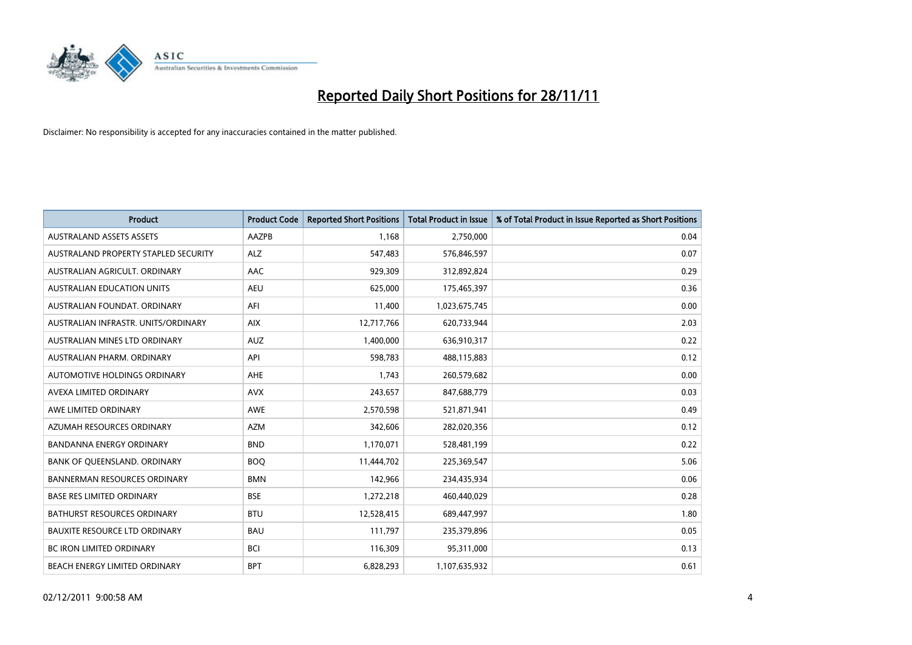# Reported Daily Short Positions for 28/11/11

Disclaimer: No responsibility is accepted for any inaccuracies contained in the matter published.

| Product | Product Code | Reported Short Positions | Total Product in Issue | % of Total Product in Issue Reported as Short Positions |
|---|---|---|---|---|
| AUSTRALAND ASSETS ASSETS | AAZPB | 1,168 | 2,750,000 | 0.04 |
| AUSTRALAND PROPERTY STAPLED SECURITY | ALZ | 547,483 | 576,846,597 | 0.07 |
| AUSTRALIAN AGRICULT. ORDINARY | AAC | 929,309 | 312,892,824 | 0.29 |
| AUSTRALIAN EDUCATION UNITS | AEU | 625,000 | 175,465,397 | 0.36 |
| AUSTRALIAN FOUNDAT. ORDINARY | AFI | 11,400 | 1,023,675,745 | 0.00 |
| AUSTRALIAN INFRASTR. UNITS/ORDINARY | AIX | 12,717,766 | 620,733,944 | 2.03 |
| AUSTRALIAN MINES LTD ORDINARY | AUZ | 1,400,000 | 636,910,317 | 0.22 |
| AUSTRALIAN PHARM. ORDINARY | API | 598,783 | 488,115,883 | 0.12 |
| AUTOMOTIVE HOLDINGS ORDINARY | AHE | 1,743 | 260,579,682 | 0.00 |
| AVEXA LIMITED ORDINARY | AVX | 243,657 | 847,688,779 | 0.03 |
| AWE LIMITED ORDINARY | AWE | 2,570,598 | 521,871,941 | 0.49 |
| AZUMAH RESOURCES ORDINARY | AZM | 342,606 | 282,020,356 | 0.12 |
| BANDANNA ENERGY ORDINARY | BND | 1,170,071 | 528,481,199 | 0.22 |
| BANK OF QUEENSLAND. ORDINARY | BOQ | 11,444,702 | 225,369,547 | 5.06 |
| BANNERMAN RESOURCES ORDINARY | BMN | 142,966 | 234,435,934 | 0.06 |
| BASE RES LIMITED ORDINARY | BSE | 1,272,218 | 460,440,029 | 0.28 |
| BATHURST RESOURCES ORDINARY | BTU | 12,528,415 | 689,447,997 | 1.80 |
| BAUXITE RESOURCE LTD ORDINARY | BAU | 111,797 | 235,379,896 | 0.05 |
| BC IRON LIMITED ORDINARY | BCI | 116,309 | 95,311,000 | 0.13 |
| BEACH ENERGY LIMITED ORDINARY | BPT | 6,828,293 | 1,107,635,932 | 0.61 |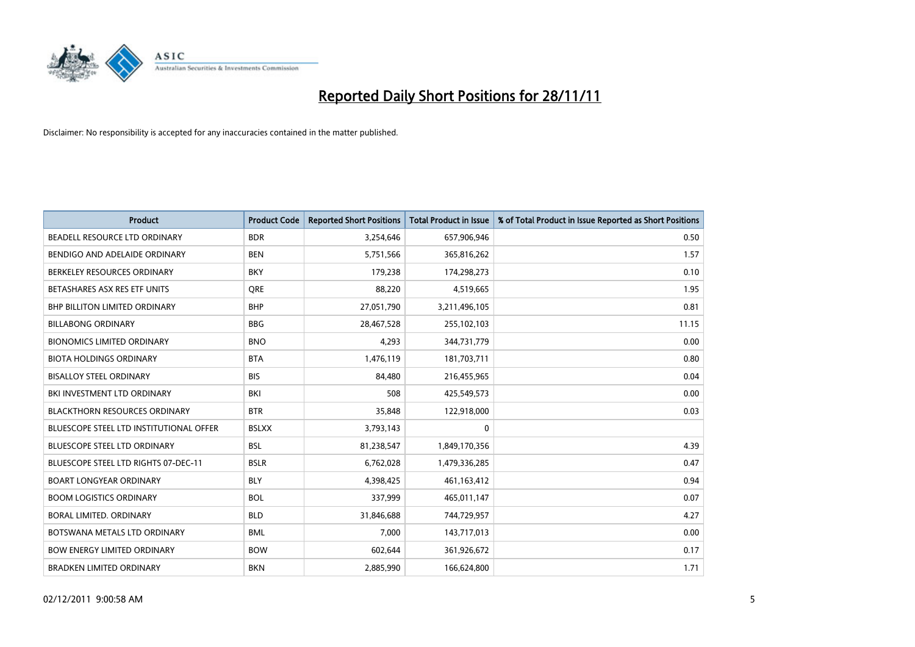# Reported Daily Short Positions for 28/11/11

Disclaimer: No responsibility is accepted for any inaccuracies contained in the matter published.

| Product | Product Code | Reported Short Positions | Total Product in Issue | % of Total Product in Issue Reported as Short Positions |
|---|---|---|---|---|
| BEADELL RESOURCE LTD ORDINARY | BDR | 3,254,646 | 657,906,946 | 0.50 |
| BENDIGO AND ADELAIDE ORDINARY | BEN | 5,751,566 | 365,816,262 | 1.57 |
| BERKELEY RESOURCES ORDINARY | BKY | 179,238 | 174,298,273 | 0.10 |
| BETASHARES ASX RES ETF UNITS | QRE | 88,220 | 4,519,665 | 1.95 |
| BHP BILLITON LIMITED ORDINARY | BHP | 27,051,790 | 3,211,496,105 | 0.81 |
| BILLABONG ORDINARY | BBG | 28,467,528 | 255,102,103 | 11.15 |
| BIONOMICS LIMITED ORDINARY | BNO | 4,293 | 344,731,779 | 0.00 |
| BIOTA HOLDINGS ORDINARY | BTA | 1,476,119 | 181,703,711 | 0.80 |
| BISALLOY STEEL ORDINARY | BIS | 84,480 | 216,455,965 | 0.04 |
| BKI INVESTMENT LTD ORDINARY | BKI | 508 | 425,549,573 | 0.00 |
| BLACKTHORN RESOURCES ORDINARY | BTR | 35,848 | 122,918,000 | 0.03 |
| BLUESCOPE STEEL LTD INSTITUTIONAL OFFER | BSLXX | 3,793,143 | 0 | |
| BLUESCOPE STEEL LTD ORDINARY | BSL | 81,238,547 | 1,849,170,356 | 4.39 |
| BLUESCOPE STEEL LTD RIGHTS 07-DEC-11 | BSLR | 6,762,028 | 1,479,336,285 | 0.47 |
| BOART LONGYEAR ORDINARY | BLY | 4,398,425 | 461,163,412 | 0.94 |
| BOOM LOGISTICS ORDINARY | BOL | 337,999 | 465,011,147 | 0.07 |
| BORAL LIMITED. ORDINARY | BLD | 31,846,688 | 744,729,957 | 4.27 |
| BOTSWANA METALS LTD ORDINARY | BML | 7,000 | 143,717,013 | 0.00 |
| BOW ENERGY LIMITED ORDINARY | BOW | 602,644 | 361,926,672 | 0.17 |
| BRADKEN LIMITED ORDINARY | BKN | 2,885,990 | 166,624,800 | 1.71 |

02/12/2011 9:00:58 AM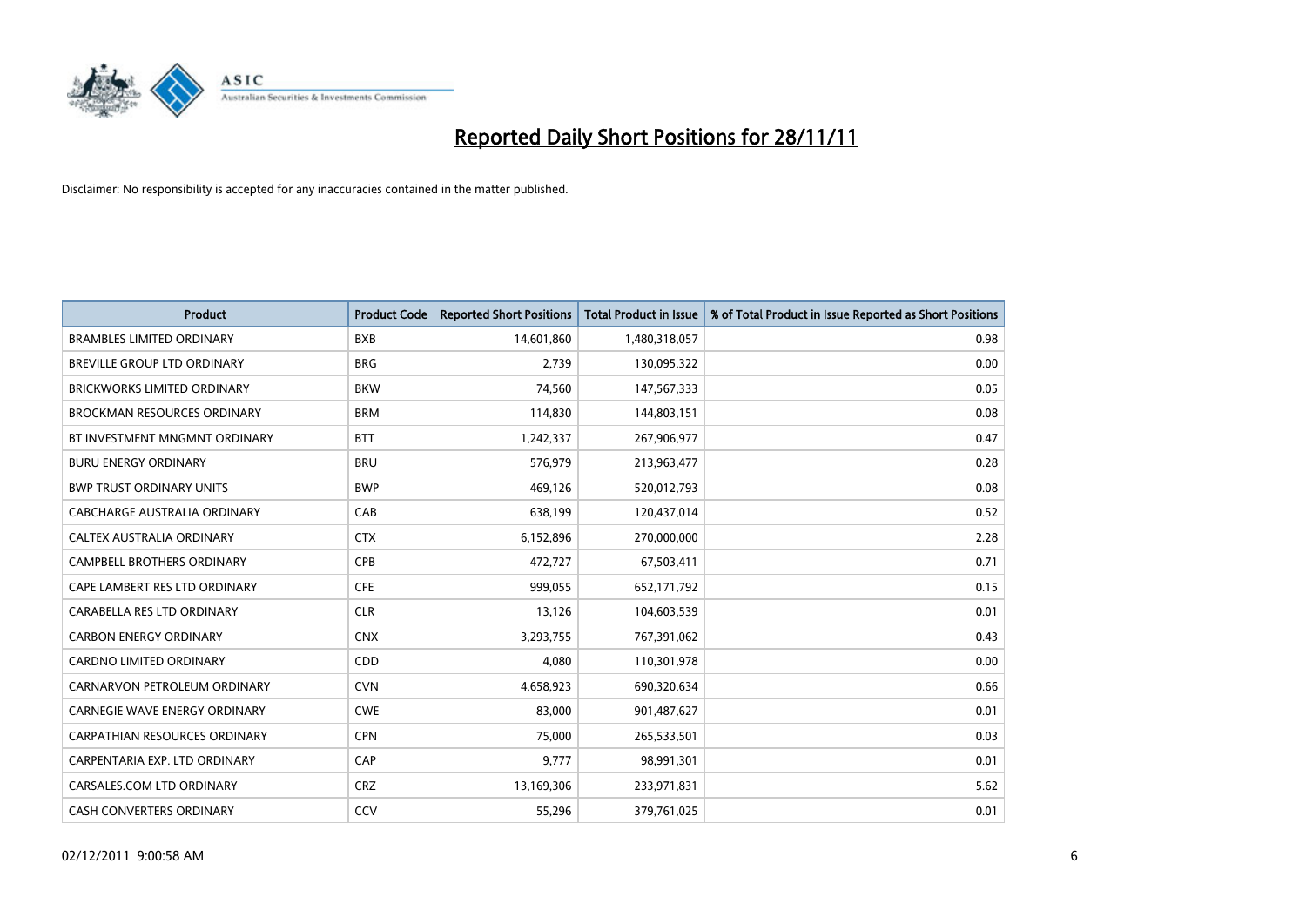# Reported Daily Short Positions for 28/11/11

Disclaimer: No responsibility is accepted for any inaccuracies contained in the matter published.

| Product | Product Code | Reported Short Positions | Total Product in Issue | % of Total Product in Issue Reported as Short Positions |
|---|---|---|---|---|
| BRAMBLES LIMITED ORDINARY | BXB | 14,601,860 | 1,480,318,057 | 0.98 |
| BREVILLE GROUP LTD ORDINARY | BRG | 2,739 | 130,095,322 | 0.00 |
| BRICKWORKS LIMITED ORDINARY | BKW | 74,560 | 147,567,333 | 0.05 |
| BROCKMAN RESOURCES ORDINARY | BRM | 114,830 | 144,803,151 | 0.08 |
| BT INVESTMENT MNGMNT ORDINARY | BTT | 1,242,337 | 267,906,977 | 0.47 |
| BURU ENERGY ORDINARY | BRU | 576,979 | 213,963,477 | 0.28 |
| BWP TRUST ORDINARY UNITS | BWP | 469,126 | 520,012,793 | 0.08 |
| CABCHARGE AUSTRALIA ORDINARY | CAB | 638,199 | 120,437,014 | 0.52 |
| CALTEX AUSTRALIA ORDINARY | CTX | 6,152,896 | 270,000,000 | 2.28 |
| CAMPBELL BROTHERS ORDINARY | CPB | 472,727 | 67,503,411 | 0.71 |
| CAPE LAMBERT RES LTD ORDINARY | CFE | 999,055 | 652,171,792 | 0.15 |
| CARABELLA RES LTD ORDINARY | CLR | 13,126 | 104,603,539 | 0.01 |
| CARBON ENERGY ORDINARY | CNX | 3,293,755 | 767,391,062 | 0.43 |
| CARDNO LIMITED ORDINARY | CDD | 4,080 | 110,301,978 | 0.00 |
| CARNARVON PETROLEUM ORDINARY | CVN | 4,658,923 | 690,320,634 | 0.66 |
| CARNEGIE WAVE ENERGY ORDINARY | CWE | 83,000 | 901,487,627 | 0.01 |
| CARPATHIAN RESOURCES ORDINARY | CPN | 75,000 | 265,533,501 | 0.03 |
| CARPENTARIA EXP. LTD ORDINARY | CAP | 9,777 | 98,991,301 | 0.01 |
| CARSALES.COM LTD ORDINARY | CRZ | 13,169,306 | 233,971,831 | 5.62 |
| CASH CONVERTERS ORDINARY | CCV | 55,296 | 379,761,025 | 0.01 |

02/12/2011 9:00:58 AM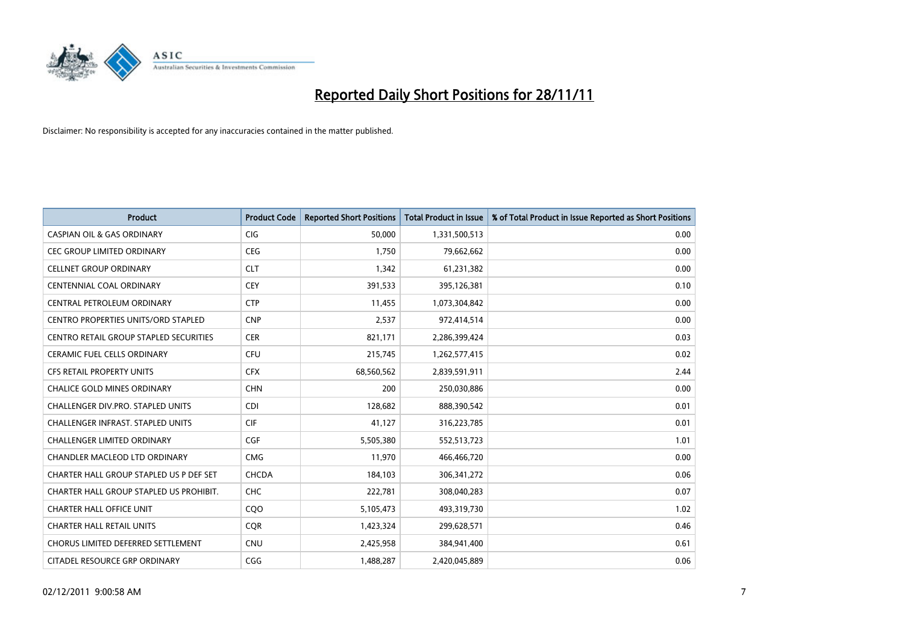# Reported Daily Short Positions for 28/11/11

Disclaimer: No responsibility is accepted for any inaccuracies contained in the matter published.

| Product | Product Code | Reported Short Positions | Total Product in Issue | % of Total Product in Issue Reported as Short Positions |
|---|---|---|---|---|
| CASPIAN OIL & GAS ORDINARY | CIG | 50,000 | 1,331,500,513 | 0.00 |
| CEC GROUP LIMITED ORDINARY | CEG | 1,750 | 79,662,662 | 0.00 |
| CELLNET GROUP ORDINARY | CLT | 1,342 | 61,231,382 | 0.00 |
| CENTENNIAL COAL ORDINARY | CEY | 391,533 | 395,126,381 | 0.10 |
| CENTRAL PETROLEUM ORDINARY | CTP | 11,455 | 1,073,304,842 | 0.00 |
| CENTRO PROPERTIES UNITS/ORD STAPLED | CNP | 2,537 | 972,414,514 | 0.00 |
| CENTRO RETAIL GROUP STAPLED SECURITIES | CER | 821,171 | 2,286,399,424 | 0.03 |
| CERAMIC FUEL CELLS ORDINARY | CFU | 215,745 | 1,262,577,415 | 0.02 |
| CFS RETAIL PROPERTY UNITS | CFX | 68,560,562 | 2,839,591,911 | 2.44 |
| CHALICE GOLD MINES ORDINARY | CHN | 200 | 250,030,886 | 0.00 |
| CHALLENGER DIV.PRO. STAPLED UNITS | CDI | 128,682 | 888,390,542 | 0.01 |
| CHALLENGER INFRAST. STAPLED UNITS | CIF | 41,127 | 316,223,785 | 0.01 |
| CHALLENGER LIMITED ORDINARY | CGF | 5,505,380 | 552,513,723 | 1.01 |
| CHANDLER MACLEOD LTD ORDINARY | CMG | 11,970 | 466,466,720 | 0.00 |
| CHARTER HALL GROUP STAPLED US P DEF SET | CHCDA | 184,103 | 306,341,272 | 0.06 |
| CHARTER HALL GROUP STAPLED US PROHIBIT. | CHC | 222,781 | 308,040,283 | 0.07 |
| CHARTER HALL OFFICE UNIT | CQO | 5,105,473 | 493,319,730 | 1.02 |
| CHARTER HALL RETAIL UNITS | CQR | 1,423,324 | 299,628,571 | 0.46 |
| CHORUS LIMITED DEFERRED SETTLEMENT | CNU | 2,425,958 | 384,941,400 | 0.61 |
| CITADEL RESOURCE GRP ORDINARY | CGG | 1,488,287 | 2,420,045,889 | 0.06 |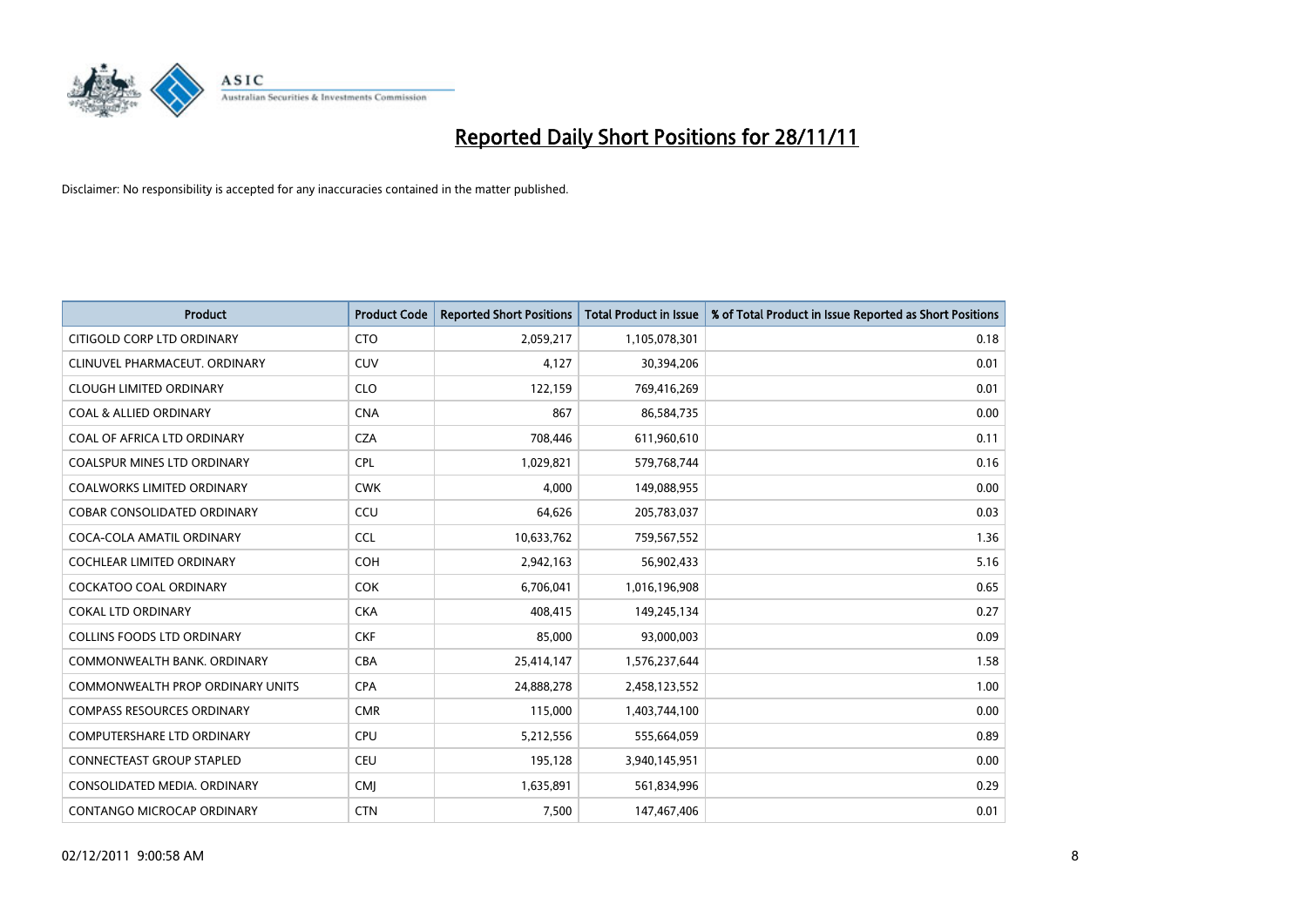# Reported Daily Short Positions for 28/11/11

Disclaimer: No responsibility is accepted for any inaccuracies contained in the matter published.

| Product | Product Code | Reported Short Positions | Total Product in Issue | % of Total Product in Issue Reported as Short Positions |
|---|---|---|---|---|
| CITIGOLD CORP LTD ORDINARY | CTO | 2,059,217 | 1,105,078,301 | 0.18 |
| CLINUVEL PHARMACEUT. ORDINARY | CUV | 4,127 | 30,394,206 | 0.01 |
| CLOUGH LIMITED ORDINARY | CLO | 122,159 | 769,416,269 | 0.01 |
| COAL & ALLIED ORDINARY | CNA | 867 | 86,584,735 | 0.00 |
| COAL OF AFRICA LTD ORDINARY | CZA | 708,446 | 611,960,610 | 0.11 |
| COALSPUR MINES LTD ORDINARY | CPL | 1,029,821 | 579,768,744 | 0.16 |
| COALWORKS LIMITED ORDINARY | CWK | 4,000 | 149,088,955 | 0.00 |
| COBAR CONSOLIDATED ORDINARY | CCU | 64,626 | 205,783,037 | 0.03 |
| COCA-COLA AMATIL ORDINARY | CCL | 10,633,762 | 759,567,552 | 1.36 |
| COCHLEAR LIMITED ORDINARY | COH | 2,942,163 | 56,902,433 | 5.16 |
| COCKATOO COAL ORDINARY | COK | 6,706,041 | 1,016,196,908 | 0.65 |
| COKAL LTD ORDINARY | CKA | 408,415 | 149,245,134 | 0.27 |
| COLLINS FOODS LTD ORDINARY | CKF | 85,000 | 93,000,003 | 0.09 |
| COMMONWEALTH BANK. ORDINARY | CBA | 25,414,147 | 1,576,237,644 | 1.58 |
| COMMONWEALTH PROP ORDINARY UNITS | CPA | 24,888,278 | 2,458,123,552 | 1.00 |
| COMPASS RESOURCES ORDINARY | CMR | 115,000 | 1,403,744,100 | 0.00 |
| COMPUTERSHARE LTD ORDINARY | CPU | 5,212,556 | 555,664,059 | 0.89 |
| CONNECTEAST GROUP STAPLED | CEU | 195,128 | 3,940,145,951 | 0.00 |
| CONSOLIDATED MEDIA. ORDINARY | CMJ | 1,635,891 | 561,834,996 | 0.29 |
| CONTANGO MICROCAP ORDINARY | CTN | 7,500 | 147,467,406 | 0.01 |

02/12/2011 9:00:58 AM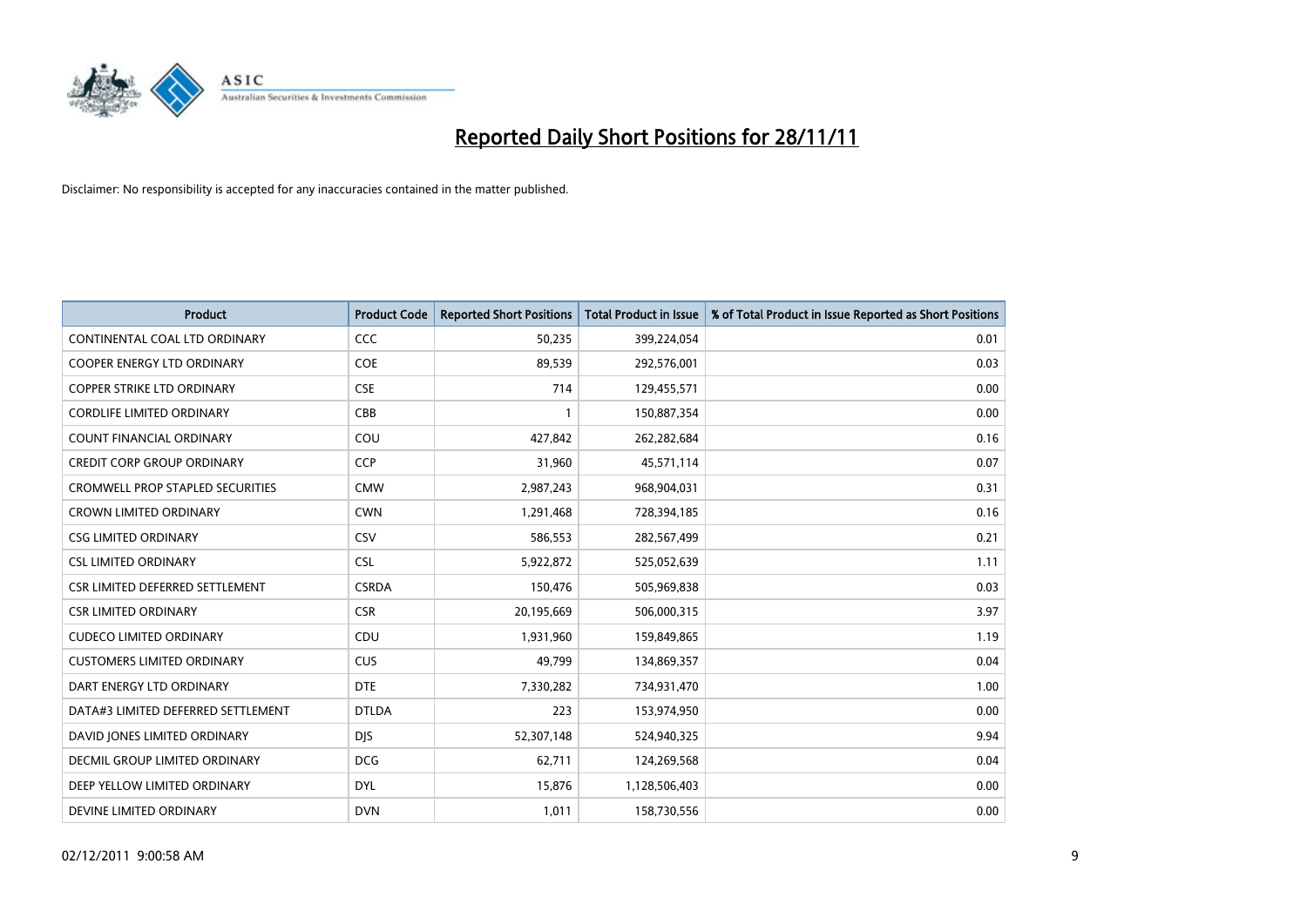# Reported Daily Short Positions for 28/11/11

Disclaimer: No responsibility is accepted for any inaccuracies contained in the matter published.

| Product | Product Code | Reported Short Positions | Total Product in Issue | % of Total Product in Issue Reported as Short Positions |
|---|---|---|---|---|
| CONTINENTAL COAL LTD ORDINARY | CCC | 50,235 | 399,224,054 | 0.01 |
| COOPER ENERGY LTD ORDINARY | COE | 89,539 | 292,576,001 | 0.03 |
| COPPER STRIKE LTD ORDINARY | CSE | 714 | 129,455,571 | 0.00 |
| CORDLIFE LIMITED ORDINARY | CBB | 1 | 150,887,354 | 0.00 |
| COUNT FINANCIAL ORDINARY | COU | 427,842 | 262,282,684 | 0.16 |
| CREDIT CORP GROUP ORDINARY | CCP | 31,960 | 45,571,114 | 0.07 |
| CROMWELL PROP STAPLED SECURITIES | CMW | 2,987,243 | 968,904,031 | 0.31 |
| CROWN LIMITED ORDINARY | CWN | 1,291,468 | 728,394,185 | 0.16 |
| CSG LIMITED ORDINARY | CSV | 586,553 | 282,567,499 | 0.21 |
| CSL LIMITED ORDINARY | CSL | 5,922,872 | 525,052,639 | 1.11 |
| CSR LIMITED DEFERRED SETTLEMENT | CSRDA | 150,476 | 505,969,838 | 0.03 |
| CSR LIMITED ORDINARY | CSR | 20,195,669 | 506,000,315 | 3.97 |
| CUDECO LIMITED ORDINARY | CDU | 1,931,960 | 159,849,865 | 1.19 |
| CUSTOMERS LIMITED ORDINARY | CUS | 49,799 | 134,869,357 | 0.04 |
| DART ENERGY LTD ORDINARY | DTE | 7,330,282 | 734,931,470 | 1.00 |
| DATA#3 LIMITED DEFERRED SETTLEMENT | DTLDA | 223 | 153,974,950 | 0.00 |
| DAVID JONES LIMITED ORDINARY | DJS | 52,307,148 | 524,940,325 | 9.94 |
| DECMIL GROUP LIMITED ORDINARY | DCG | 62,711 | 124,269,568 | 0.04 |
| DEEP YELLOW LIMITED ORDINARY | DYL | 15,876 | 1,128,506,403 | 0.00 |
| DEVINE LIMITED ORDINARY | DVN | 1,011 | 158,730,556 | 0.00 |

02/12/2011 9:00:58 AM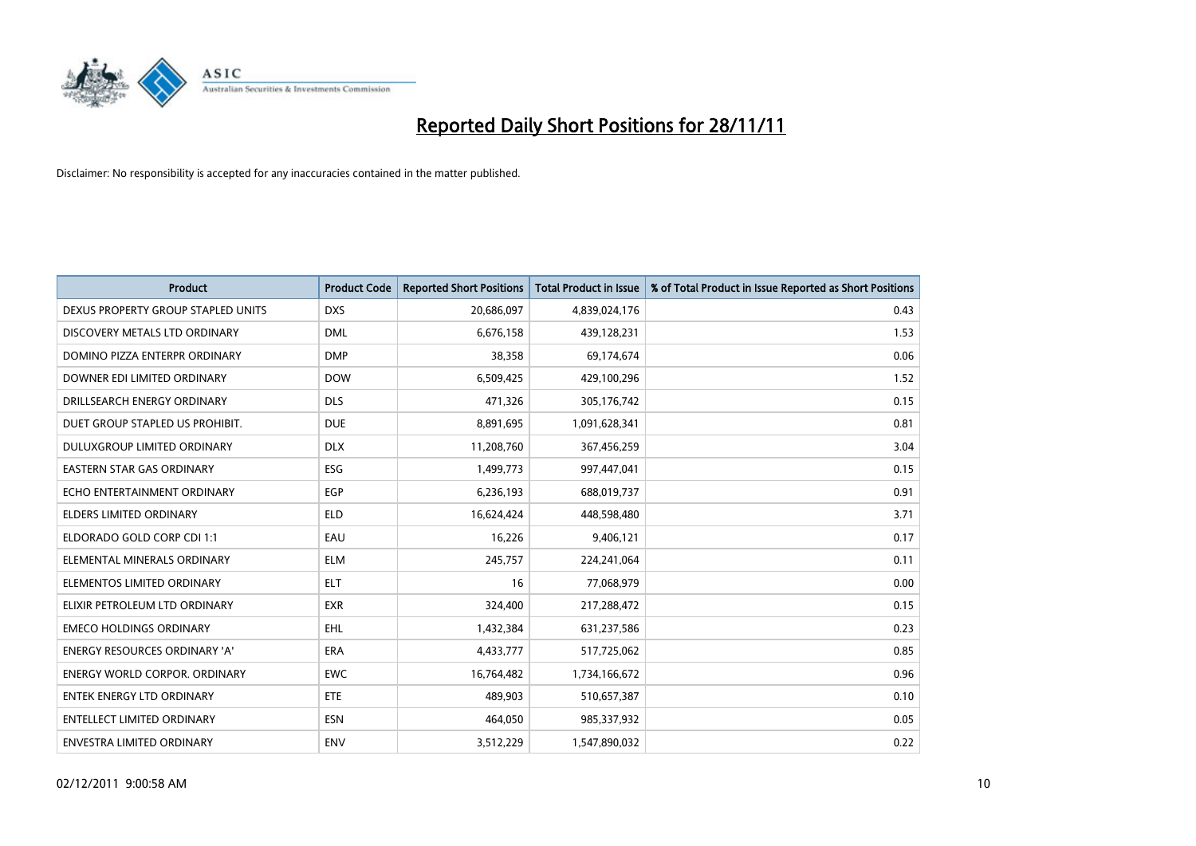# Reported Daily Short Positions for 28/11/11

Disclaimer: No responsibility is accepted for any inaccuracies contained in the matter published.

| Product | Product Code | Reported Short Positions | Total Product in Issue | % of Total Product in Issue Reported as Short Positions |
|---|---|---|---|---|
| DEXUS PROPERTY GROUP STAPLED UNITS | DXS | 20,686,097 | 4,839,024,176 | 0.43 |
| DISCOVERY METALS LTD ORDINARY | DML | 6,676,158 | 439,128,231 | 1.53 |
| DOMINO PIZZA ENTERPR ORDINARY | DMP | 38,358 | 69,174,674 | 0.06 |
| DOWNER EDI LIMITED ORDINARY | DOW | 6,509,425 | 429,100,296 | 1.52 |
| DRILLSEARCH ENERGY ORDINARY | DLS | 471,326 | 305,176,742 | 0.15 |
| DUET GROUP STAPLED US PROHIBIT. | DUE | 8,891,695 | 1,091,628,341 | 0.81 |
| DULUXGROUP LIMITED ORDINARY | DLX | 11,208,760 | 367,456,259 | 3.04 |
| EASTERN STAR GAS ORDINARY | ESG | 1,499,773 | 997,447,041 | 0.15 |
| ECHO ENTERTAINMENT ORDINARY | EGP | 6,236,193 | 688,019,737 | 0.91 |
| ELDERS LIMITED ORDINARY | ELD | 16,624,424 | 448,598,480 | 3.71 |
| ELDORADO GOLD CORP CDI 1:1 | EAU | 16,226 | 9,406,121 | 0.17 |
| ELEMENTAL MINERALS ORDINARY | ELM | 245,757 | 224,241,064 | 0.11 |
| ELEMENTOS LIMITED ORDINARY | ELT | 16 | 77,068,979 | 0.00 |
| ELIXIR PETROLEUM LTD ORDINARY | EXR | 324,400 | 217,288,472 | 0.15 |
| EMECO HOLDINGS ORDINARY | EHL | 1,432,384 | 631,237,586 | 0.23 |
| ENERGY RESOURCES ORDINARY 'A' | ERA | 4,433,777 | 517,725,062 | 0.85 |
| ENERGY WORLD CORPOR. ORDINARY | EWC | 16,764,482 | 1,734,166,672 | 0.96 |
| ENTEK ENERGY LTD ORDINARY | ETE | 489,903 | 510,657,387 | 0.10 |
| ENTELLECT LIMITED ORDINARY | ESN | 464,050 | 985,337,932 | 0.05 |
| ENVESTRA LIMITED ORDINARY | ENV | 3,512,229 | 1,547,890,032 | 0.22 |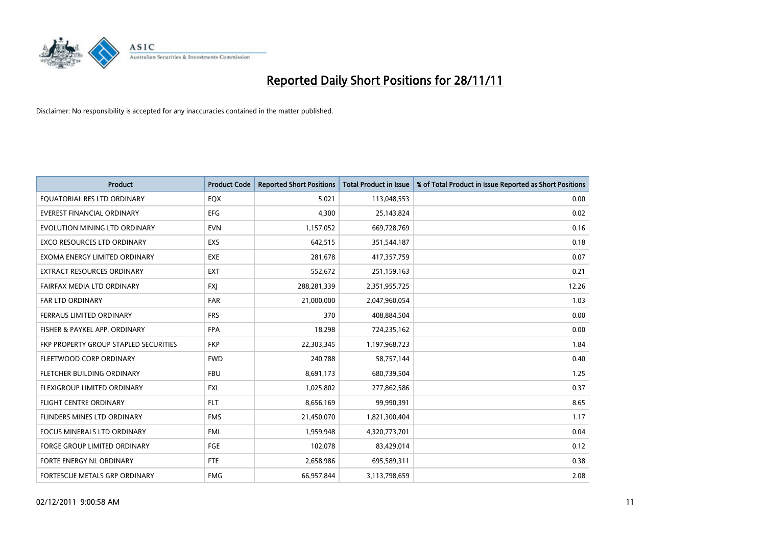# Reported Daily Short Positions for 28/11/11

Disclaimer: No responsibility is accepted for any inaccuracies contained in the matter published.

| Product | Product Code | Reported Short Positions | Total Product in Issue | % of Total Product in Issue Reported as Short Positions |
|---|---|---|---|---|
| EQUATORIAL RES LTD ORDINARY | EQX | 5,021 | 113,048,553 | 0.00 |
| EVEREST FINANCIAL ORDINARY | EFG | 4,300 | 25,143,824 | 0.02 |
| EVOLUTION MINING LTD ORDINARY | EVN | 1,157,052 | 669,728,769 | 0.16 |
| EXCO RESOURCES LTD ORDINARY | EXS | 642,515 | 351,544,187 | 0.18 |
| EXOMA ENERGY LIMITED ORDINARY | EXE | 281,678 | 417,357,759 | 0.07 |
| EXTRACT RESOURCES ORDINARY | EXT | 552,672 | 251,159,163 | 0.21 |
| FAIRFAX MEDIA LTD ORDINARY | FXJ | 288,281,339 | 2,351,955,725 | 12.26 |
| FAR LTD ORDINARY | FAR | 21,000,000 | 2,047,960,054 | 1.03 |
| FERRAUS LIMITED ORDINARY | FRS | 370 | 408,884,504 | 0.00 |
| FISHER & PAYKEL APP. ORDINARY | FPA | 18,298 | 724,235,162 | 0.00 |
| FKP PROPERTY GROUP STAPLED SECURITIES | FKP | 22,303,345 | 1,197,968,723 | 1.84 |
| FLEETWOOD CORP ORDINARY | FWD | 240,788 | 58,757,144 | 0.40 |
| FLETCHER BUILDING ORDINARY | FBU | 8,691,173 | 680,739,504 | 1.25 |
| FLEXIGROUP LIMITED ORDINARY | FXL | 1,025,802 | 277,862,586 | 0.37 |
| FLIGHT CENTRE ORDINARY | FLT | 8,656,169 | 99,990,391 | 8.65 |
| FLINDERS MINES LTD ORDINARY | FMS | 21,450,070 | 1,821,300,404 | 1.17 |
| FOCUS MINERALS LTD ORDINARY | FML | 1,959,948 | 4,320,773,701 | 0.04 |
| FORGE GROUP LIMITED ORDINARY | FGE | 102,078 | 83,429,014 | 0.12 |
| FORTE ENERGY NL ORDINARY | FTE | 2,658,986 | 695,589,311 | 0.38 |
| FORTESCUE METALS GRP ORDINARY | FMG | 66,957,844 | 3,113,798,659 | 2.08 |

02/12/2011 9:00:58 AM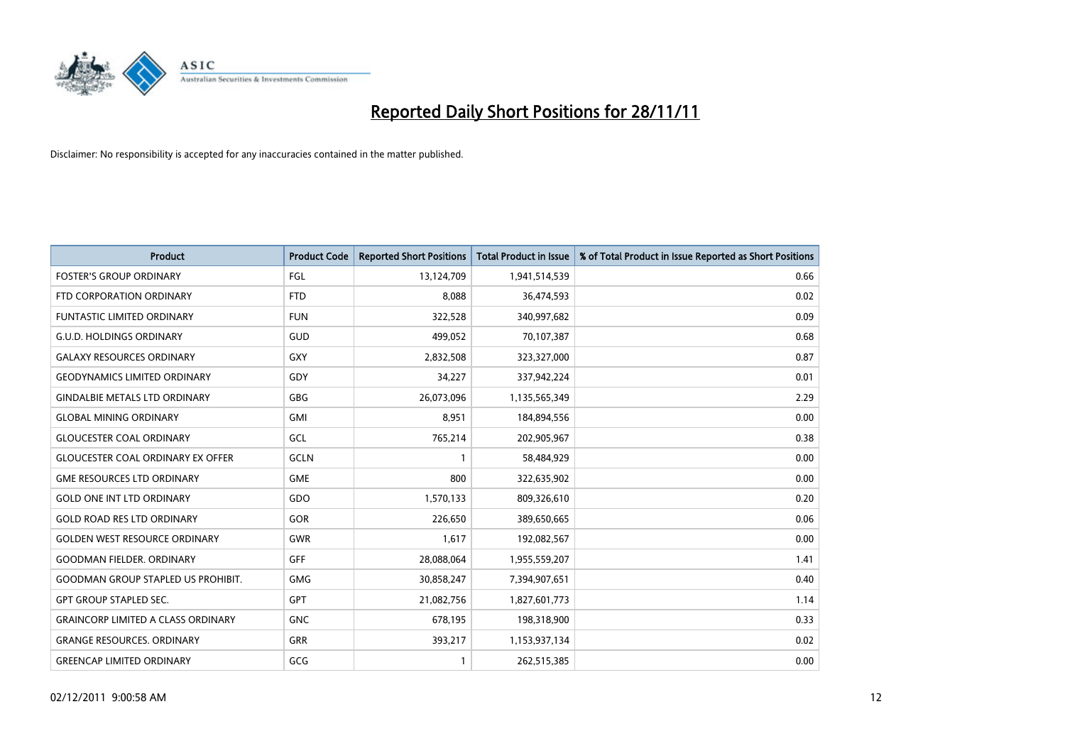# Reported Daily Short Positions for 28/11/11

Disclaimer: No responsibility is accepted for any inaccuracies contained in the matter published.

| Product | Product Code | Reported Short Positions | Total Product in Issue | % of Total Product in Issue Reported as Short Positions |
| --- | --- | --- | --- | --- |
| FOSTER'S GROUP ORDINARY | FGL | 13,124,709 | 1,941,514,539 | 0.66 |
| FTD CORPORATION ORDINARY | FTD | 8,088 | 36,474,593 | 0.02 |
| FUNTASTIC LIMITED ORDINARY | FUN | 322,528 | 340,997,682 | 0.09 |
| G.U.D. HOLDINGS ORDINARY | GUD | 499,052 | 70,107,387 | 0.68 |
| GALAXY RESOURCES ORDINARY | GXY | 2,832,508 | 323,327,000 | 0.87 |
| GEODYNAMICS LIMITED ORDINARY | GDY | 34,227 | 337,942,224 | 0.01 |
| GINDALBIE METALS LTD ORDINARY | GBG | 26,073,096 | 1,135,565,349 | 2.29 |
| GLOBAL MINING ORDINARY | GMI | 8,951 | 184,894,556 | 0.00 |
| GLOUCESTER COAL ORDINARY | GCL | 765,214 | 202,905,967 | 0.38 |
| GLOUCESTER COAL ORDINARY EX OFFER | GCLN | 1 | 58,484,929 | 0.00 |
| GME RESOURCES LTD ORDINARY | GME | 800 | 322,635,902 | 0.00 |
| GOLD ONE INT LTD ORDINARY | GDO | 1,570,133 | 809,326,610 | 0.20 |
| GOLD ROAD RES LTD ORDINARY | GOR | 226,650 | 389,650,665 | 0.06 |
| GOLDEN WEST RESOURCE ORDINARY | GWR | 1,617 | 192,082,567 | 0.00 |
| GOODMAN FIELDER. ORDINARY | GFF | 28,088,064 | 1,955,559,207 | 1.41 |
| GOODMAN GROUP STAPLED US PROHIBIT. | GMG | 30,858,247 | 7,394,907,651 | 0.40 |
| GPT GROUP STAPLED SEC. | GPT | 21,082,756 | 1,827,601,773 | 1.14 |
| GRAINCORP LIMITED A CLASS ORDINARY | GNC | 678,195 | 198,318,900 | 0.33 |
| GRANGE RESOURCES. ORDINARY | GRR | 393,217 | 1,153,937,134 | 0.02 |
| GREENCAP LIMITED ORDINARY | GCG | 1 | 262,515,385 | 0.00 |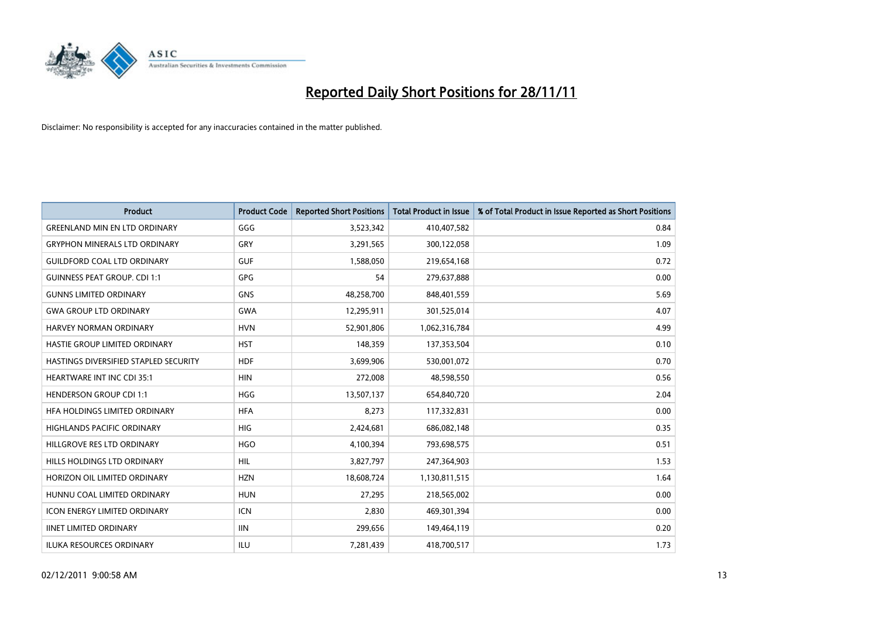# Reported Daily Short Positions for 28/11/11

Disclaimer: No responsibility is accepted for any inaccuracies contained in the matter published.

| Product | Product Code | Reported Short Positions | Total Product in Issue | % of Total Product in Issue Reported as Short Positions |
|---|---|---|---|---|
| GREENLAND MIN EN LTD ORDINARY | GGG | 3,523,342 | 410,407,582 | 0.84 |
| GRYPHON MINERALS LTD ORDINARY | GRY | 3,291,565 | 300,122,058 | 1.09 |
| GUILDFORD COAL LTD ORDINARY | GUF | 1,588,050 | 219,654,168 | 0.72 |
| GUINNESS PEAT GROUP. CDI 1:1 | GPG | 54 | 279,637,888 | 0.00 |
| GUNNS LIMITED ORDINARY | GNS | 48,258,700 | 848,401,559 | 5.69 |
| GWA GROUP LTD ORDINARY | GWA | 12,295,911 | 301,525,014 | 4.07 |
| HARVEY NORMAN ORDINARY | HVN | 52,901,806 | 1,062,316,784 | 4.99 |
| HASTIE GROUP LIMITED ORDINARY | HST | 148,359 | 137,353,504 | 0.10 |
| HASTINGS DIVERSIFIED STAPLED SECURITY | HDF | 3,699,906 | 530,001,072 | 0.70 |
| HEARTWARE INT INC CDI 35:1 | HIN | 272,008 | 48,598,550 | 0.56 |
| HENDERSON GROUP CDI 1:1 | HGG | 13,507,137 | 654,840,720 | 2.04 |
| HFA HOLDINGS LIMITED ORDINARY | HFA | 8,273 | 117,332,831 | 0.00 |
| HIGHLANDS PACIFIC ORDINARY | HIG | 2,424,681 | 686,082,148 | 0.35 |
| HILLGROVE RES LTD ORDINARY | HGO | 4,100,394 | 793,698,575 | 0.51 |
| HILLS HOLDINGS LTD ORDINARY | HIL | 3,827,797 | 247,364,903 | 1.53 |
| HORIZON OIL LIMITED ORDINARY | HZN | 18,608,724 | 1,130,811,515 | 1.64 |
| HUNNU COAL LIMITED ORDINARY | HUN | 27,295 | 218,565,002 | 0.00 |
| ICON ENERGY LIMITED ORDINARY | ICN | 2,830 | 469,301,394 | 0.00 |
| IINET LIMITED ORDINARY | IIN | 299,656 | 149,464,119 | 0.20 |
| ILUKA RESOURCES ORDINARY | ILU | 7,281,439 | 418,700,517 | 1.73 |

02/12/2011 9:00:58 AM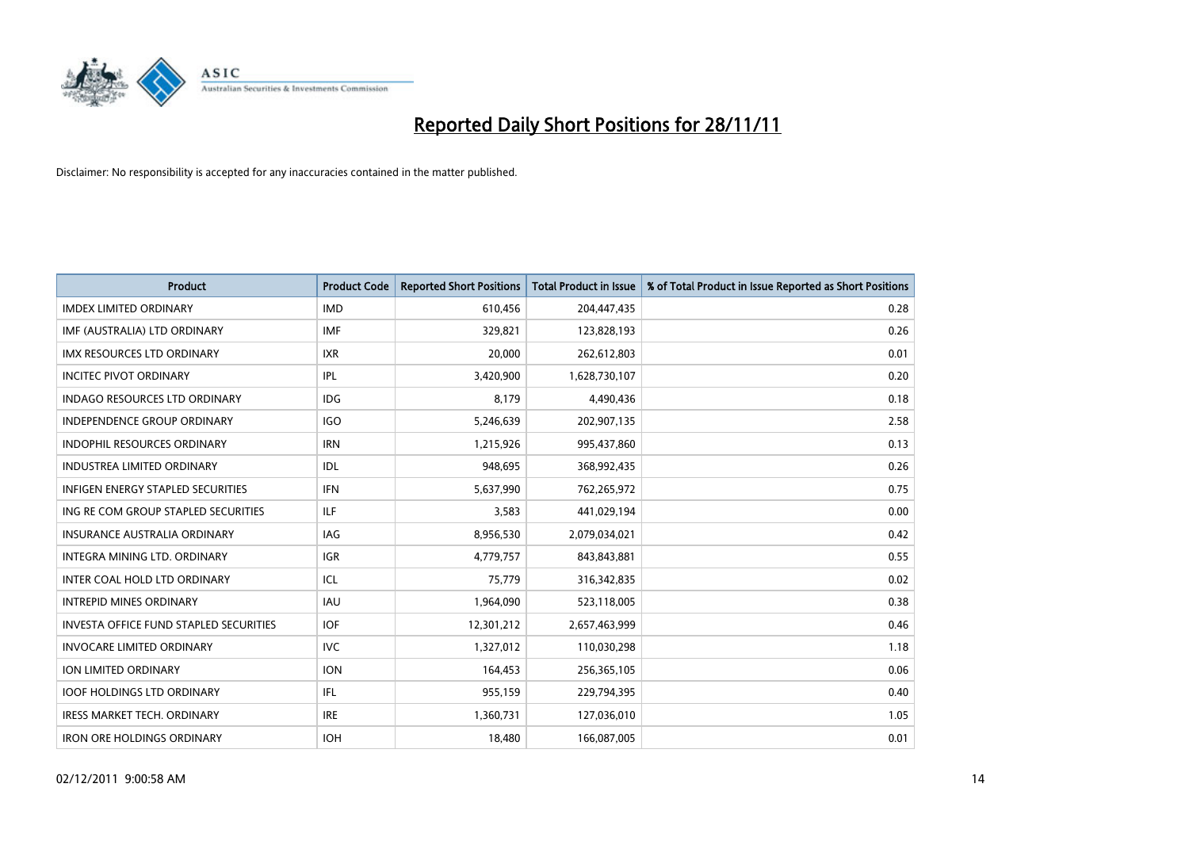# Reported Daily Short Positions for 28/11/11

Disclaimer: No responsibility is accepted for any inaccuracies contained in the matter published.

| Product | Product Code | Reported Short Positions | Total Product in Issue | % of Total Product in Issue Reported as Short Positions |
|---|---|---|---|---|
| IMDEX LIMITED ORDINARY | IMD | 610,456 | 204,447,435 | 0.28 |
| IMF (AUSTRALIA) LTD ORDINARY | IMF | 329,821 | 123,828,193 | 0.26 |
| IMX RESOURCES LTD ORDINARY | IXR | 20,000 | 262,612,803 | 0.01 |
| INCITEC PIVOT ORDINARY | IPL | 3,420,900 | 1,628,730,107 | 0.20 |
| INDAGO RESOURCES LTD ORDINARY | IDG | 8,179 | 4,490,436 | 0.18 |
| INDEPENDENCE GROUP ORDINARY | IGO | 5,246,639 | 202,907,135 | 2.58 |
| INDOPHIL RESOURCES ORDINARY | IRN | 1,215,926 | 995,437,860 | 0.13 |
| INDUSTREA LIMITED ORDINARY | IDL | 948,695 | 368,992,435 | 0.26 |
| INFIGEN ENERGY STAPLED SECURITIES | IFN | 5,637,990 | 762,265,972 | 0.75 |
| ING RE COM GROUP STAPLED SECURITIES | ILF | 3,583 | 441,029,194 | 0.00 |
| INSURANCE AUSTRALIA ORDINARY | IAG | 8,956,530 | 2,079,034,021 | 0.42 |
| INTEGRA MINING LTD. ORDINARY | IGR | 4,779,757 | 843,843,881 | 0.55 |
| INTER COAL HOLD LTD ORDINARY | ICL | 75,779 | 316,342,835 | 0.02 |
| INTREPID MINES ORDINARY | IAU | 1,964,090 | 523,118,005 | 0.38 |
| INVESTA OFFICE FUND STAPLED SECURITIES | IOF | 12,301,212 | 2,657,463,999 | 0.46 |
| INVOCARE LIMITED ORDINARY | IVC | 1,327,012 | 110,030,298 | 1.18 |
| ION LIMITED ORDINARY | ION | 164,453 | 256,365,105 | 0.06 |
| IOOF HOLDINGS LTD ORDINARY | IFL | 955,159 | 229,794,395 | 0.40 |
| IRESS MARKET TECH. ORDINARY | IRE | 1,360,731 | 127,036,010 | 1.05 |
| IRON ORE HOLDINGS ORDINARY | IOH | 18,480 | 166,087,005 | 0.01 |

02/12/2011 9:00:58 AM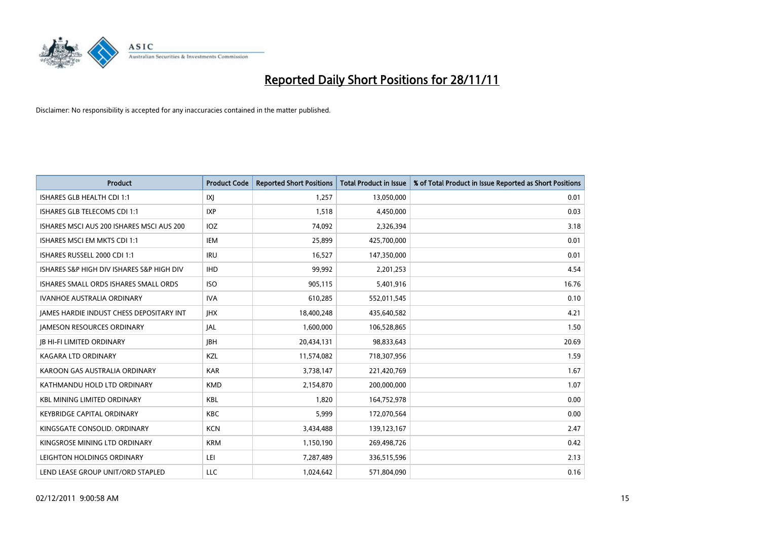# Reported Daily Short Positions for 28/11/11

Disclaimer: No responsibility is accepted for any inaccuracies contained in the matter published.

| Product | Product Code | Reported Short Positions | Total Product in Issue | % of Total Product in Issue Reported as Short Positions |
|---|---|---|---|---|
| ISHARES GLB HEALTH CDI 1:1 | IXJ | 1,257 | 13,050,000 | 0.01 |
| ISHARES GLB TELECOMS CDI 1:1 | IXP | 1,518 | 4,450,000 | 0.03 |
| ISHARES MSCI AUS 200 ISHARES MSCI AUS 200 | IOZ | 74,092 | 2,326,394 | 3.18 |
| ISHARES MSCI EM MKTS CDI 1:1 | IEM | 25,899 | 425,700,000 | 0.01 |
| ISHARES RUSSELL 2000 CDI 1:1 | IRU | 16,527 | 147,350,000 | 0.01 |
| ISHARES S&P HIGH DIV ISHARES S&P HIGH DIV | IHD | 99,992 | 2,201,253 | 4.54 |
| ISHARES SMALL ORDS ISHARES SMALL ORDS | ISO | 905,115 | 5,401,916 | 16.76 |
| IVANHOE AUSTRALIA ORDINARY | IVA | 610,285 | 552,011,545 | 0.10 |
| JAMES HARDIE INDUST CHESS DEPOSITARY INT | JHX | 18,400,248 | 435,640,582 | 4.21 |
| JAMESON RESOURCES ORDINARY | JAL | 1,600,000 | 106,528,865 | 1.50 |
| JB HI-FI LIMITED ORDINARY | JBH | 20,434,131 | 98,833,643 | 20.69 |
| KAGARA LTD ORDINARY | KZL | 11,574,082 | 718,307,956 | 1.59 |
| KAROON GAS AUSTRALIA ORDINARY | KAR | 3,738,147 | 221,420,769 | 1.67 |
| KATHMANDU HOLD LTD ORDINARY | KMD | 2,154,870 | 200,000,000 | 1.07 |
| KBL MINING LIMITED ORDINARY | KBL | 1,820 | 164,752,978 | 0.00 |
| KEYBRIDGE CAPITAL ORDINARY | KBC | 5,999 | 172,070,564 | 0.00 |
| KINGSGATE CONSOLID. ORDINARY | KCN | 3,434,488 | 139,123,167 | 2.47 |
| KINGSROSE MINING LTD ORDINARY | KRM | 1,150,190 | 269,498,726 | 0.42 |
| LEIGHTON HOLDINGS ORDINARY | LEI | 7,287,489 | 336,515,596 | 2.13 |
| LEND LEASE GROUP UNIT/ORD STAPLED | LLC | 1,024,642 | 571,804,090 | 0.16 |

02/12/2011 9:00:58 AM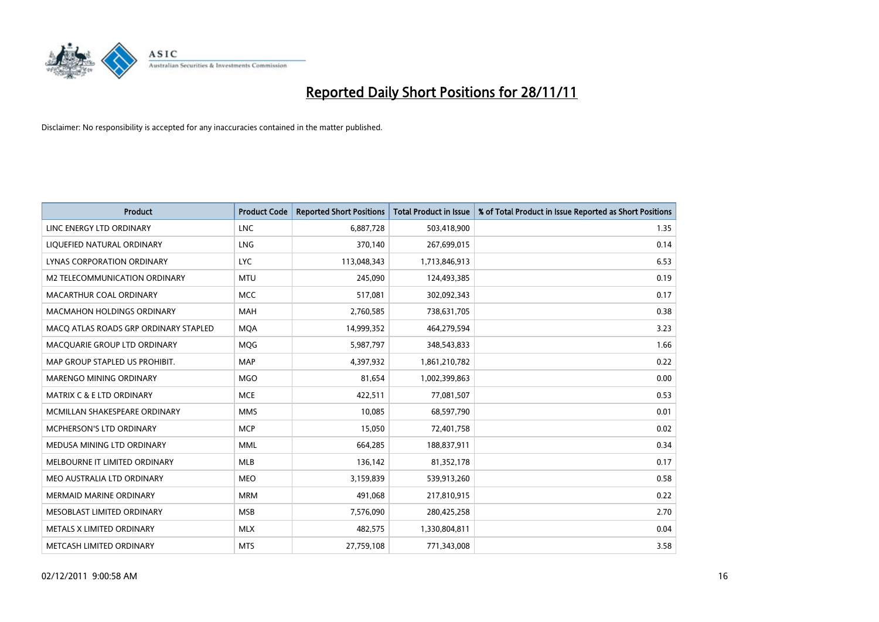# Reported Daily Short Positions for 28/11/11

Disclaimer: No responsibility is accepted for any inaccuracies contained in the matter published.

| Product | Product Code | Reported Short Positions | Total Product in Issue | % of Total Product in Issue Reported as Short Positions |
| --- | --- | --- | --- | --- |
| LINC ENERGY LTD ORDINARY | LNC | 6,887,728 | 503,418,900 | 1.35 |
| LIQUEFIED NATURAL ORDINARY | LNG | 370,140 | 267,699,015 | 0.14 |
| LYNAS CORPORATION ORDINARY | LYC | 113,048,343 | 1,713,846,913 | 6.53 |
| M2 TELECOMMUNICATION ORDINARY | MTU | 245,090 | 124,493,385 | 0.19 |
| MACARTHUR COAL ORDINARY | MCC | 517,081 | 302,092,343 | 0.17 |
| MACMAHON HOLDINGS ORDINARY | MAH | 2,760,585 | 738,631,705 | 0.38 |
| MACQ ATLAS ROADS GRP ORDINARY STAPLED | MQA | 14,999,352 | 464,279,594 | 3.23 |
| MACQUARIE GROUP LTD ORDINARY | MQG | 5,987,797 | 348,543,833 | 1.66 |
| MAP GROUP STAPLED US PROHIBIT. | MAP | 4,397,932 | 1,861,210,782 | 0.22 |
| MARENGO MINING ORDINARY | MGO | 81,654 | 1,002,399,863 | 0.00 |
| MATRIX C & E LTD ORDINARY | MCE | 422,511 | 77,081,507 | 0.53 |
| MCMILLAN SHAKESPEARE ORDINARY | MMS | 10,085 | 68,597,790 | 0.01 |
| MCPHERSON'S LTD ORDINARY | MCP | 15,050 | 72,401,758 | 0.02 |
| MEDUSA MINING LTD ORDINARY | MML | 664,285 | 188,837,911 | 0.34 |
| MELBOURNE IT LIMITED ORDINARY | MLB | 136,142 | 81,352,178 | 0.17 |
| MEO AUSTRALIA LTD ORDINARY | MEO | 3,159,839 | 539,913,260 | 0.58 |
| MERMAID MARINE ORDINARY | MRM | 491,068 | 217,810,915 | 0.22 |
| MESOBLAST LIMITED ORDINARY | MSB | 7,576,090 | 280,425,258 | 2.70 |
| METALS X LIMITED ORDINARY | MLX | 482,575 | 1,330,804,811 | 0.04 |
| METCASH LIMITED ORDINARY | MTS | 27,759,108 | 771,343,008 | 3.58 |

02/12/2011 9:00:58 AM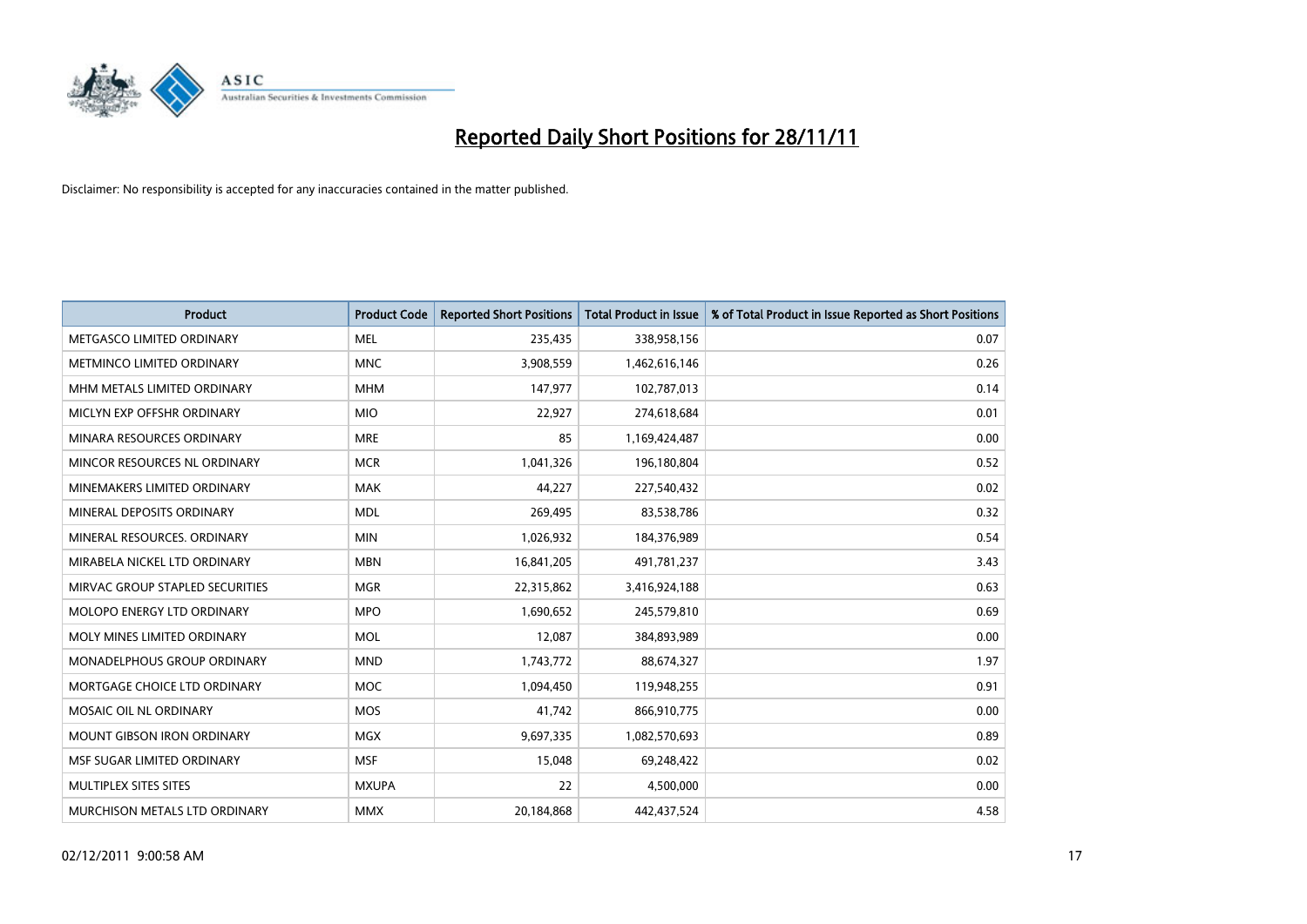# Reported Daily Short Positions for 28/11/11

Disclaimer: No responsibility is accepted for any inaccuracies contained in the matter published.

| Product | Product Code | Reported Short Positions | Total Product in Issue | % of Total Product in Issue Reported as Short Positions |
|---|---|---|---|---|
| METGASCO LIMITED ORDINARY | MEL | 235,435 | 338,958,156 | 0.07 |
| METMINCO LIMITED ORDINARY | MNC | 3,908,559 | 1,462,616,146 | 0.26 |
| MHM METALS LIMITED ORDINARY | MHM | 147,977 | 102,787,013 | 0.14 |
| MICLYN EXP OFFSHR ORDINARY | MIO | 22,927 | 274,618,684 | 0.01 |
| MINARA RESOURCES ORDINARY | MRE | 85 | 1,169,424,487 | 0.00 |
| MINCOR RESOURCES NL ORDINARY | MCR | 1,041,326 | 196,180,804 | 0.52 |
| MINEMAKERS LIMITED ORDINARY | MAK | 44,227 | 227,540,432 | 0.02 |
| MINERAL DEPOSITS ORDINARY | MDL | 269,495 | 83,538,786 | 0.32 |
| MINERAL RESOURCES. ORDINARY | MIN | 1,026,932 | 184,376,989 | 0.54 |
| MIRABELA NICKEL LTD ORDINARY | MBN | 16,841,205 | 491,781,237 | 3.43 |
| MIRVAC GROUP STAPLED SECURITIES | MGR | 22,315,862 | 3,416,924,188 | 0.63 |
| MOLOPO ENERGY LTD ORDINARY | MPO | 1,690,652 | 245,579,810 | 0.69 |
| MOLY MINES LIMITED ORDINARY | MOL | 12,087 | 384,893,989 | 0.00 |
| MONADELPHOUS GROUP ORDINARY | MND | 1,743,772 | 88,674,327 | 1.97 |
| MORTGAGE CHOICE LTD ORDINARY | MOC | 1,094,450 | 119,948,255 | 0.91 |
| MOSAIC OIL NL ORDINARY | MOS | 41,742 | 866,910,775 | 0.00 |
| MOUNT GIBSON IRON ORDINARY | MGX | 9,697,335 | 1,082,570,693 | 0.89 |
| MSF SUGAR LIMITED ORDINARY | MSF | 15,048 | 69,248,422 | 0.02 |
| MULTIPLEX SITES SITES | MXUPA | 22 | 4,500,000 | 0.00 |
| MURCHISON METALS LTD ORDINARY | MMX | 20,184,868 | 442,437,524 | 4.58 |

02/12/2011 9:00:58 AM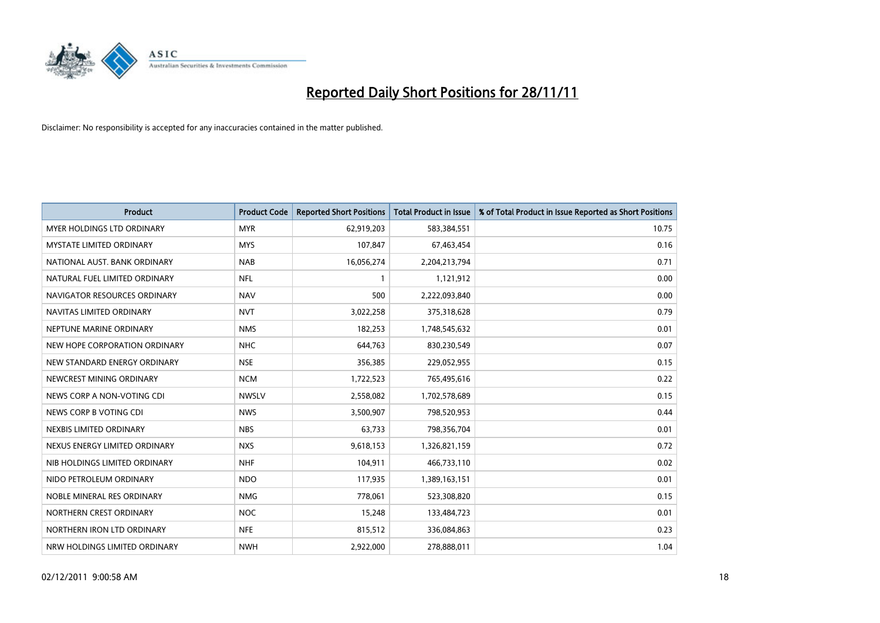# Reported Daily Short Positions for 28/11/11

Disclaimer: No responsibility is accepted for any inaccuracies contained in the matter published.

| Product | Product Code | Reported Short Positions | Total Product in Issue | % of Total Product in Issue Reported as Short Positions |
|---|---|---|---|---|
| MYER HOLDINGS LTD ORDINARY | MYR | 62,919,203 | 583,384,551 | 10.75 |
| MYSTATE LIMITED ORDINARY | MYS | 107,847 | 67,463,454 | 0.16 |
| NATIONAL AUST. BANK ORDINARY | NAB | 16,056,274 | 2,204,213,794 | 0.71 |
| NATURAL FUEL LIMITED ORDINARY | NFL | 1 | 1,121,912 | 0.00 |
| NAVIGATOR RESOURCES ORDINARY | NAV | 500 | 2,222,093,840 | 0.00 |
| NAVITAS LIMITED ORDINARY | NVT | 3,022,258 | 375,318,628 | 0.79 |
| NEPTUNE MARINE ORDINARY | NMS | 182,253 | 1,748,545,632 | 0.01 |
| NEW HOPE CORPORATION ORDINARY | NHC | 644,763 | 830,230,549 | 0.07 |
| NEW STANDARD ENERGY ORDINARY | NSE | 356,385 | 229,052,955 | 0.15 |
| NEWCREST MINING ORDINARY | NCM | 1,722,523 | 765,495,616 | 0.22 |
| NEWS CORP A NON-VOTING CDI | NWSLV | 2,558,082 | 1,702,578,689 | 0.15 |
| NEWS CORP B VOTING CDI | NWS | 3,500,907 | 798,520,953 | 0.44 |
| NEXBIS LIMITED ORDINARY | NBS | 63,733 | 798,356,704 | 0.01 |
| NEXUS ENERGY LIMITED ORDINARY | NXS | 9,618,153 | 1,326,821,159 | 0.72 |
| NIB HOLDINGS LIMITED ORDINARY | NHF | 104,911 | 466,733,110 | 0.02 |
| NIDO PETROLEUM ORDINARY | NDO | 117,935 | 1,389,163,151 | 0.01 |
| NOBLE MINERAL RES ORDINARY | NMG | 778,061 | 523,308,820 | 0.15 |
| NORTHERN CREST ORDINARY | NOC | 15,248 | 133,484,723 | 0.01 |
| NORTHERN IRON LTD ORDINARY | NFE | 815,512 | 336,084,863 | 0.23 |
| NRW HOLDINGS LIMITED ORDINARY | NWH | 2,922,000 | 278,888,011 | 1.04 |

02/12/2011 9:00:58 AM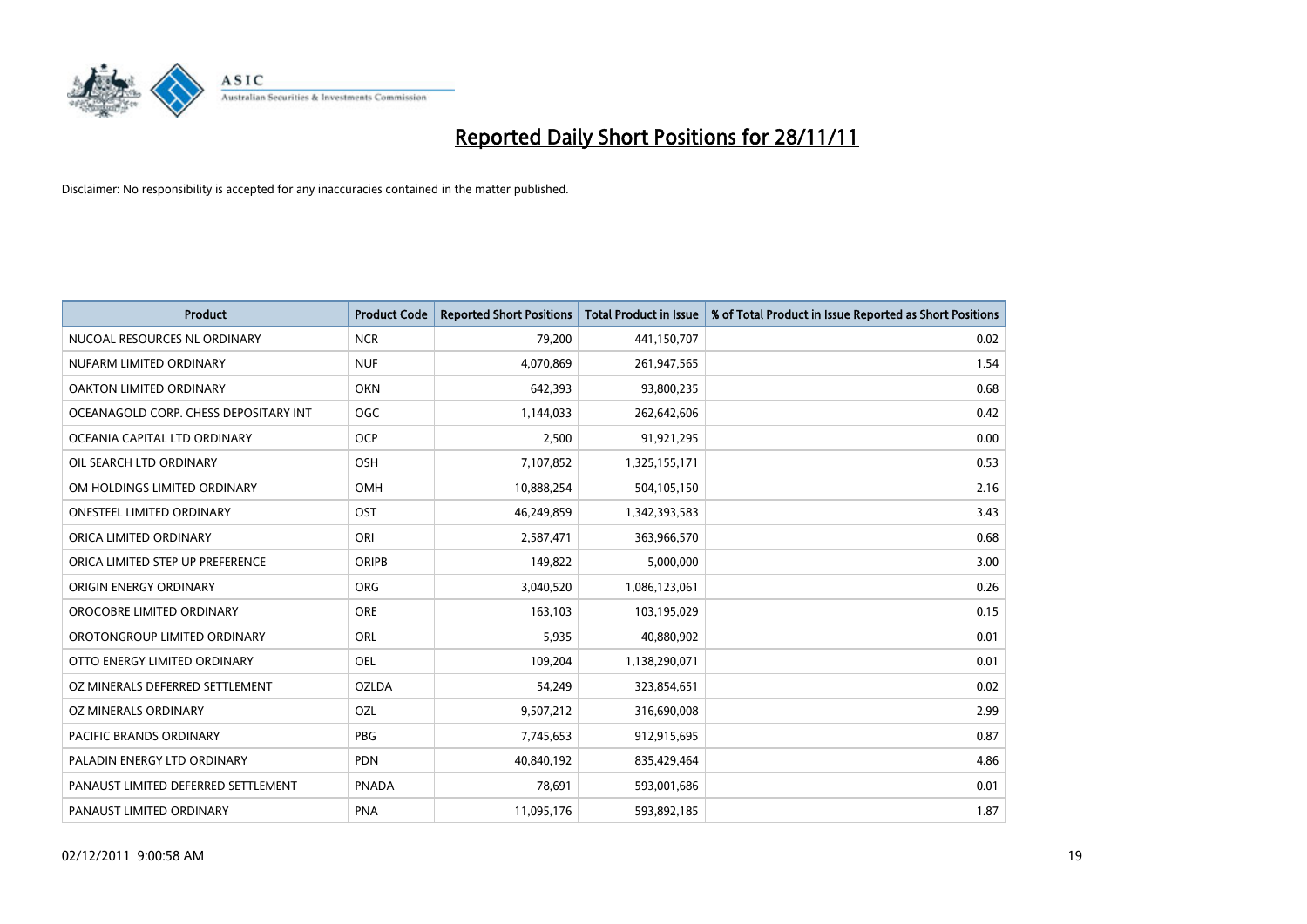# Reported Daily Short Positions for 28/11/11

Disclaimer: No responsibility is accepted for any inaccuracies contained in the matter published.

| Product | Product Code | Reported Short Positions | Total Product in Issue | % of Total Product in Issue Reported as Short Positions |
|---|---|---|---|---|
| NUCOAL RESOURCES NL ORDINARY | NCR | 79,200 | 441,150,707 | 0.02 |
| NUFARM LIMITED ORDINARY | NUF | 4,070,869 | 261,947,565 | 1.54 |
| OAKTON LIMITED ORDINARY | OKN | 642,393 | 93,800,235 | 0.68 |
| OCEANAGOLD CORP. CHESS DEPOSITARY INT | OGC | 1,144,033 | 262,642,606 | 0.42 |
| OCEANIA CAPITAL LTD ORDINARY | OCP | 2,500 | 91,921,295 | 0.00 |
| OIL SEARCH LTD ORDINARY | OSH | 7,107,852 | 1,325,155,171 | 0.53 |
| OM HOLDINGS LIMITED ORDINARY | OMH | 10,888,254 | 504,105,150 | 2.16 |
| ONESTEEL LIMITED ORDINARY | OST | 46,249,859 | 1,342,393,583 | 3.43 |
| ORICA LIMITED ORDINARY | ORI | 2,587,471 | 363,966,570 | 0.68 |
| ORICA LIMITED STEP UP PREFERENCE | ORIPB | 149,822 | 5,000,000 | 3.00 |
| ORIGIN ENERGY ORDINARY | ORG | 3,040,520 | 1,086,123,061 | 0.26 |
| OROCOBRE LIMITED ORDINARY | ORE | 163,103 | 103,195,029 | 0.15 |
| OROTONGROUP LIMITED ORDINARY | ORL | 5,935 | 40,880,902 | 0.01 |
| OTTO ENERGY LIMITED ORDINARY | OEL | 109,204 | 1,138,290,071 | 0.01 |
| OZ MINERALS DEFERRED SETTLEMENT | OZLDA | 54,249 | 323,854,651 | 0.02 |
| OZ MINERALS ORDINARY | OZL | 9,507,212 | 316,690,008 | 2.99 |
| PACIFIC BRANDS ORDINARY | PBG | 7,745,653 | 912,915,695 | 0.87 |
| PALADIN ENERGY LTD ORDINARY | PDN | 40,840,192 | 835,429,464 | 4.86 |
| PANAUST LIMITED DEFERRED SETTLEMENT | PNADA | 78,691 | 593,001,686 | 0.01 |
| PANAUST LIMITED ORDINARY | PNA | 11,095,176 | 593,892,185 | 1.87 |

02/12/2011 9:00:58 AM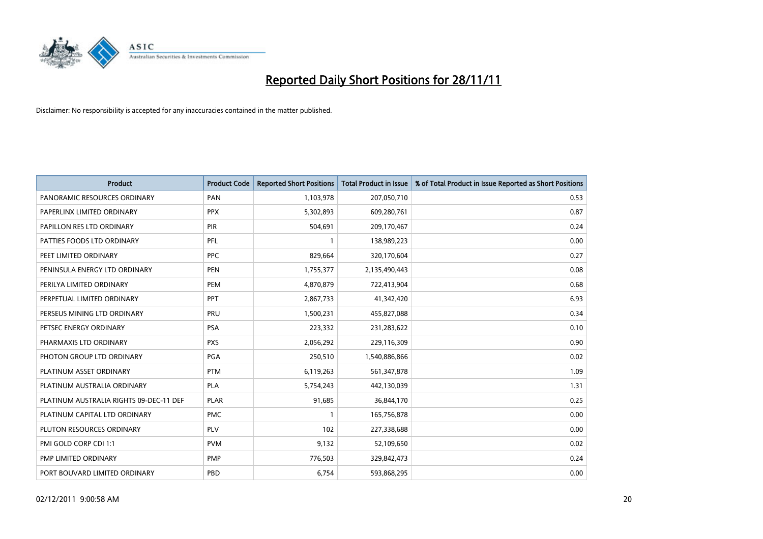# Reported Daily Short Positions for 28/11/11

Disclaimer: No responsibility is accepted for any inaccuracies contained in the matter published.

| Product | Product Code | Reported Short Positions | Total Product in Issue | % of Total Product in Issue Reported as Short Positions |
|---|---|---|---|---|
| PANORAMIC RESOURCES ORDINARY | PAN | 1,103,978 | 207,050,710 | 0.53 |
| PAPERLINX LIMITED ORDINARY | PPX | 5,302,893 | 609,280,761 | 0.87 |
| PAPILLON RES LTD ORDINARY | PIR | 504,691 | 209,170,467 | 0.24 |
| PATTIES FOODS LTD ORDINARY | PFL | 1 | 138,989,223 | 0.00 |
| PEET LIMITED ORDINARY | PPC | 829,664 | 320,170,604 | 0.27 |
| PENINSULA ENERGY LTD ORDINARY | PEN | 1,755,377 | 2,135,490,443 | 0.08 |
| PERILYA LIMITED ORDINARY | PEM | 4,870,879 | 722,413,904 | 0.68 |
| PERPETUAL LIMITED ORDINARY | PPT | 2,867,733 | 41,342,420 | 6.93 |
| PERSEUS MINING LTD ORDINARY | PRU | 1,500,231 | 455,827,088 | 0.34 |
| PETSEC ENERGY ORDINARY | PSA | 223,332 | 231,283,622 | 0.10 |
| PHARMAXIS LTD ORDINARY | PXS | 2,056,292 | 229,116,309 | 0.90 |
| PHOTON GROUP LTD ORDINARY | PGA | 250,510 | 1,540,886,866 | 0.02 |
| PLATINUM ASSET ORDINARY | PTM | 6,119,263 | 561,347,878 | 1.09 |
| PLATINUM AUSTRALIA ORDINARY | PLA | 5,754,243 | 442,130,039 | 1.31 |
| PLATINUM AUSTRALIA RIGHTS 09-DEC-11 DEF | PLAR | 91,685 | 36,844,170 | 0.25 |
| PLATINUM CAPITAL LTD ORDINARY | PMC | 1 | 165,756,878 | 0.00 |
| PLUTON RESOURCES ORDINARY | PLV | 102 | 227,338,688 | 0.00 |
| PMI GOLD CORP CDI 1:1 | PVM | 9,132 | 52,109,650 | 0.02 |
| PMP LIMITED ORDINARY | PMP | 776,503 | 329,842,473 | 0.24 |
| PORT BOUVARD LIMITED ORDINARY | PBD | 6,754 | 593,868,295 | 0.00 |

02/12/2011 9:00:58 AM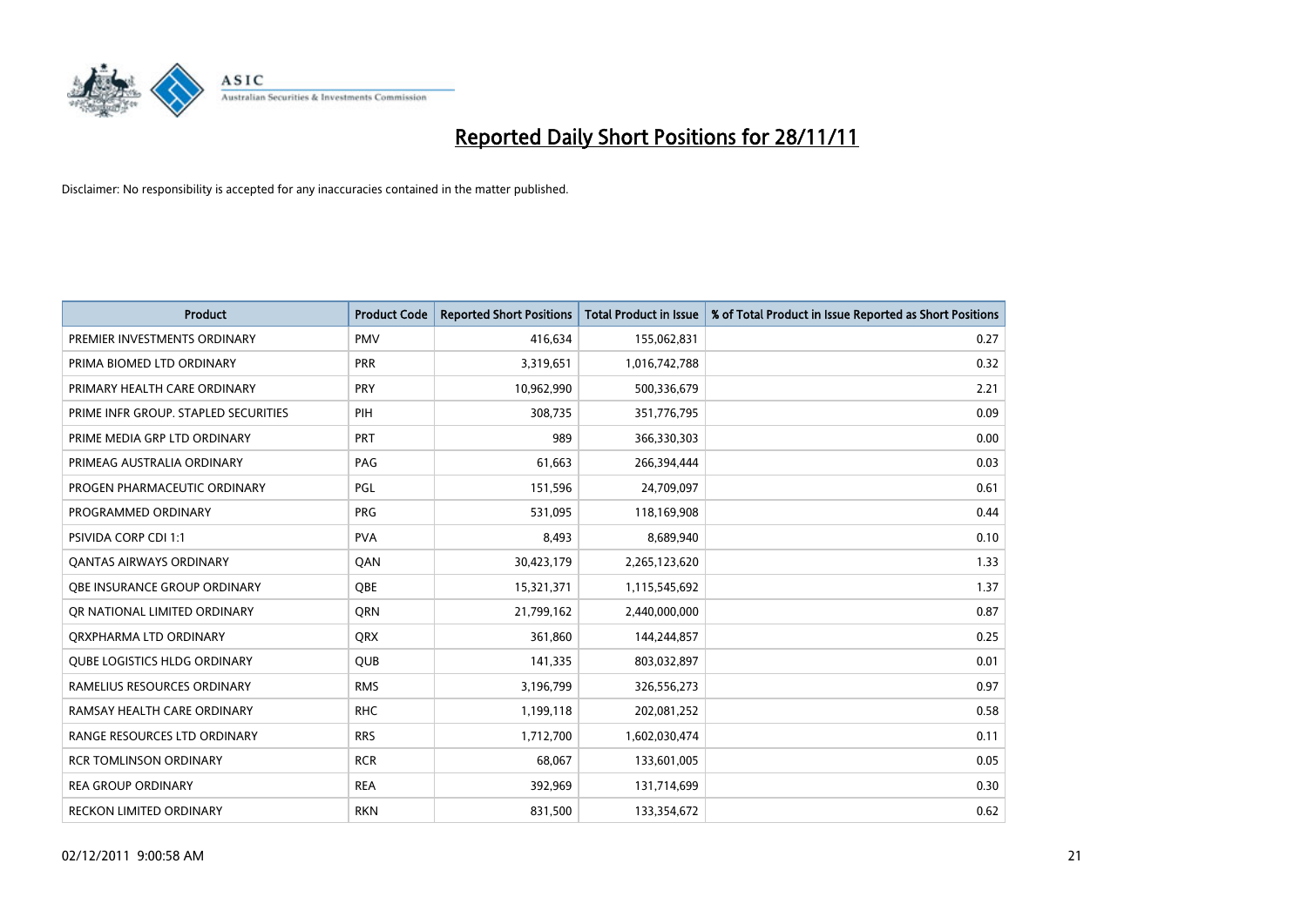# Reported Daily Short Positions for 28/11/11

Disclaimer: No responsibility is accepted for any inaccuracies contained in the matter published.

| Product | Product Code | Reported Short Positions | Total Product in Issue | % of Total Product in Issue Reported as Short Positions |
|---|---|---|---|---|
| PREMIER INVESTMENTS ORDINARY | PMV | 416,634 | 155,062,831 | 0.27 |
| PRIMA BIOMED LTD ORDINARY | PRR | 3,319,651 | 1,016,742,788 | 0.32 |
| PRIMARY HEALTH CARE ORDINARY | PRY | 10,962,990 | 500,336,679 | 2.21 |
| PRIME INFR GROUP. STAPLED SECURITIES | PIH | 308,735 | 351,776,795 | 0.09 |
| PRIME MEDIA GRP LTD ORDINARY | PRT | 989 | 366,330,303 | 0.00 |
| PRIMEAG AUSTRALIA ORDINARY | PAG | 61,663 | 266,394,444 | 0.03 |
| PROGEN PHARMACEUTIC ORDINARY | PGL | 151,596 | 24,709,097 | 0.61 |
| PROGRAMMED ORDINARY | PRG | 531,095 | 118,169,908 | 0.44 |
| PSIVIDA CORP CDI 1:1 | PVA | 8,493 | 8,689,940 | 0.10 |
| QANTAS AIRWAYS ORDINARY | QAN | 30,423,179 | 2,265,123,620 | 1.33 |
| QBE INSURANCE GROUP ORDINARY | QBE | 15,321,371 | 1,115,545,692 | 1.37 |
| QR NATIONAL LIMITED ORDINARY | QRN | 21,799,162 | 2,440,000,000 | 0.87 |
| QRXPHARMA LTD ORDINARY | QRX | 361,860 | 144,244,857 | 0.25 |
| QUBE LOGISTICS HLDG ORDINARY | QUB | 141,335 | 803,032,897 | 0.01 |
| RAMELIUS RESOURCES ORDINARY | RMS | 3,196,799 | 326,556,273 | 0.97 |
| RAMSAY HEALTH CARE ORDINARY | RHC | 1,199,118 | 202,081,252 | 0.58 |
| RANGE RESOURCES LTD ORDINARY | RRS | 1,712,700 | 1,602,030,474 | 0.11 |
| RCR TOMLINSON ORDINARY | RCR | 68,067 | 133,601,005 | 0.05 |
| REA GROUP ORDINARY | REA | 392,969 | 131,714,699 | 0.30 |
| RECKON LIMITED ORDINARY | RKN | 831,500 | 133,354,672 | 0.62 |

02/12/2011 9:00:58 AM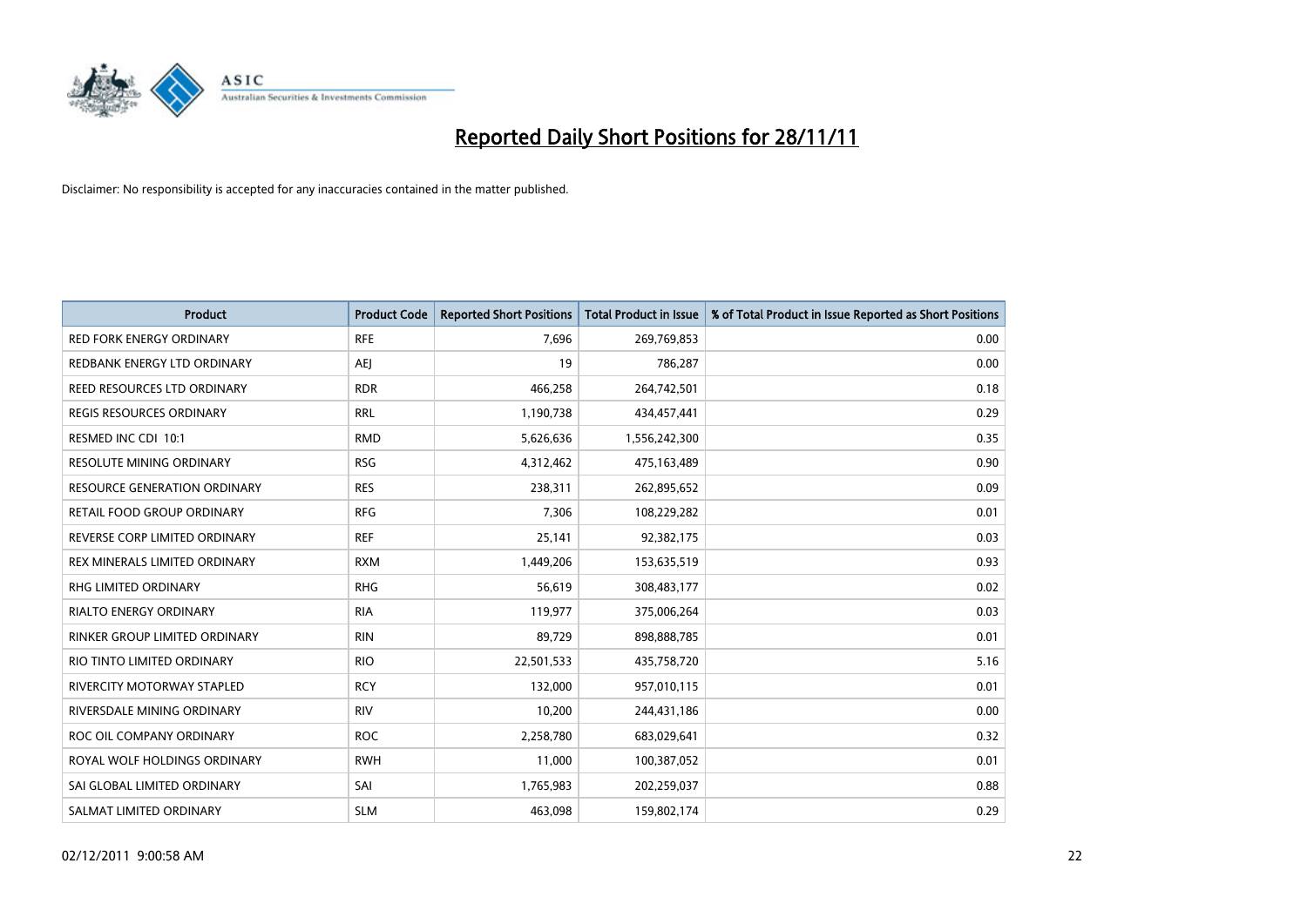# Reported Daily Short Positions for 28/11/11

Disclaimer: No responsibility is accepted for any inaccuracies contained in the matter published.

| Product | Product Code | Reported Short Positions | Total Product in Issue | % of Total Product in Issue Reported as Short Positions |
|---|---|---|---|---|
| RED FORK ENERGY ORDINARY | RFE | 7,696 | 269,769,853 | 0.00 |
| REDBANK ENERGY LTD ORDINARY | AEJ | 19 | 786,287 | 0.00 |
| REED RESOURCES LTD ORDINARY | RDR | 466,258 | 264,742,501 | 0.18 |
| REGIS RESOURCES ORDINARY | RRL | 1,190,738 | 434,457,441 | 0.29 |
| RESMED INC CDI 10:1 | RMD | 5,626,636 | 1,556,242,300 | 0.35 |
| RESOLUTE MINING ORDINARY | RSG | 4,312,462 | 475,163,489 | 0.90 |
| RESOURCE GENERATION ORDINARY | RES | 238,311 | 262,895,652 | 0.09 |
| RETAIL FOOD GROUP ORDINARY | RFG | 7,306 | 108,229,282 | 0.01 |
| REVERSE CORP LIMITED ORDINARY | REF | 25,141 | 92,382,175 | 0.03 |
| REX MINERALS LIMITED ORDINARY | RXM | 1,449,206 | 153,635,519 | 0.93 |
| RHG LIMITED ORDINARY | RHG | 56,619 | 308,483,177 | 0.02 |
| RIALTO ENERGY ORDINARY | RIA | 119,977 | 375,006,264 | 0.03 |
| RINKER GROUP LIMITED ORDINARY | RIN | 89,729 | 898,888,785 | 0.01 |
| RIO TINTO LIMITED ORDINARY | RIO | 22,501,533 | 435,758,720 | 5.16 |
| RIVERCITY MOTORWAY STAPLED | RCY | 132,000 | 957,010,115 | 0.01 |
| RIVERSDALE MINING ORDINARY | RIV | 10,200 | 244,431,186 | 0.00 |
| ROC OIL COMPANY ORDINARY | ROC | 2,258,780 | 683,029,641 | 0.32 |
| ROYAL WOLF HOLDINGS ORDINARY | RWH | 11,000 | 100,387,052 | 0.01 |
| SAI GLOBAL LIMITED ORDINARY | SAI | 1,765,983 | 202,259,037 | 0.88 |
| SALMAT LIMITED ORDINARY | SLM | 463,098 | 159,802,174 | 0.29 |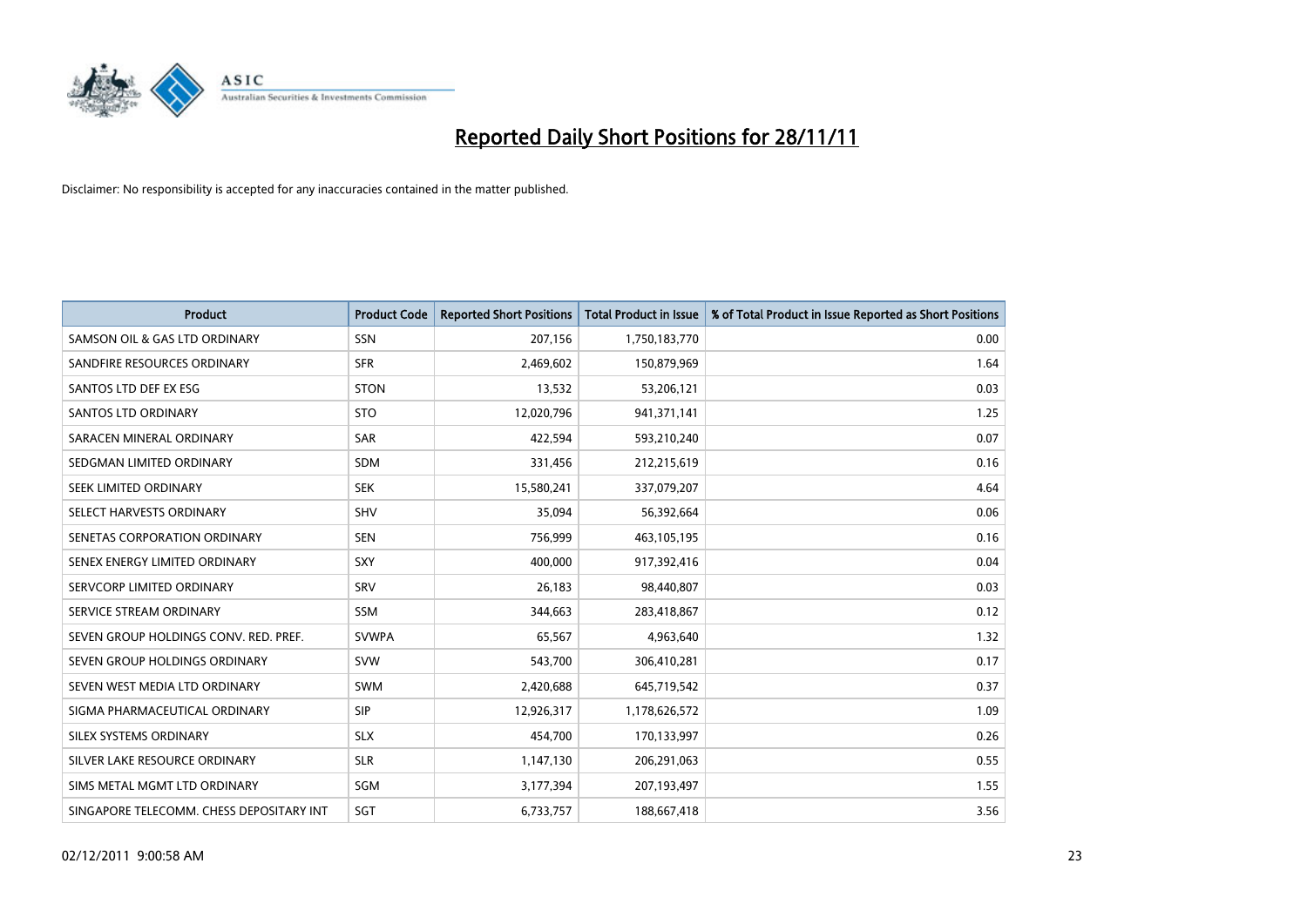# Reported Daily Short Positions for 28/11/11

Disclaimer: No responsibility is accepted for any inaccuracies contained in the matter published.

| Product | Product Code | Reported Short Positions | Total Product in Issue | % of Total Product in Issue Reported as Short Positions |
|---|---|---|---|---|
| SAMSON OIL & GAS LTD ORDINARY | SSN | 207,156 | 1,750,183,770 | 0.00 |
| SANDFIRE RESOURCES ORDINARY | SFR | 2,469,602 | 150,879,969 | 1.64 |
| SANTOS LTD DEF EX ESG | STON | 13,532 | 53,206,121 | 0.03 |
| SANTOS LTD ORDINARY | STO | 12,020,796 | 941,371,141 | 1.25 |
| SARACEN MINERAL ORDINARY | SAR | 422,594 | 593,210,240 | 0.07 |
| SEDGMAN LIMITED ORDINARY | SDM | 331,456 | 212,215,619 | 0.16 |
| SEEK LIMITED ORDINARY | SEK | 15,580,241 | 337,079,207 | 4.64 |
| SELECT HARVESTS ORDINARY | SHV | 35,094 | 56,392,664 | 0.06 |
| SENETAS CORPORATION ORDINARY | SEN | 756,999 | 463,105,195 | 0.16 |
| SENEX ENERGY LIMITED ORDINARY | SXY | 400,000 | 917,392,416 | 0.04 |
| SERVCORP LIMITED ORDINARY | SRV | 26,183 | 98,440,807 | 0.03 |
| SERVICE STREAM ORDINARY | SSM | 344,663 | 283,418,867 | 0.12 |
| SEVEN GROUP HOLDINGS CONV. RED. PREF. | SVWPA | 65,567 | 4,963,640 | 1.32 |
| SEVEN GROUP HOLDINGS ORDINARY | SVW | 543,700 | 306,410,281 | 0.17 |
| SEVEN WEST MEDIA LTD ORDINARY | SWM | 2,420,688 | 645,719,542 | 0.37 |
| SIGMA PHARMACEUTICAL ORDINARY | SIP | 12,926,317 | 1,178,626,572 | 1.09 |
| SILEX SYSTEMS ORDINARY | SLX | 454,700 | 170,133,997 | 0.26 |
| SILVER LAKE RESOURCE ORDINARY | SLR | 1,147,130 | 206,291,063 | 0.55 |
| SIMS METAL MGMT LTD ORDINARY | SGM | 3,177,394 | 207,193,497 | 1.55 |
| SINGAPORE TELECOMM. CHESS DEPOSITARY INT | SGT | 6,733,757 | 188,667,418 | 3.56 |

02/12/2011 9:00:58 AM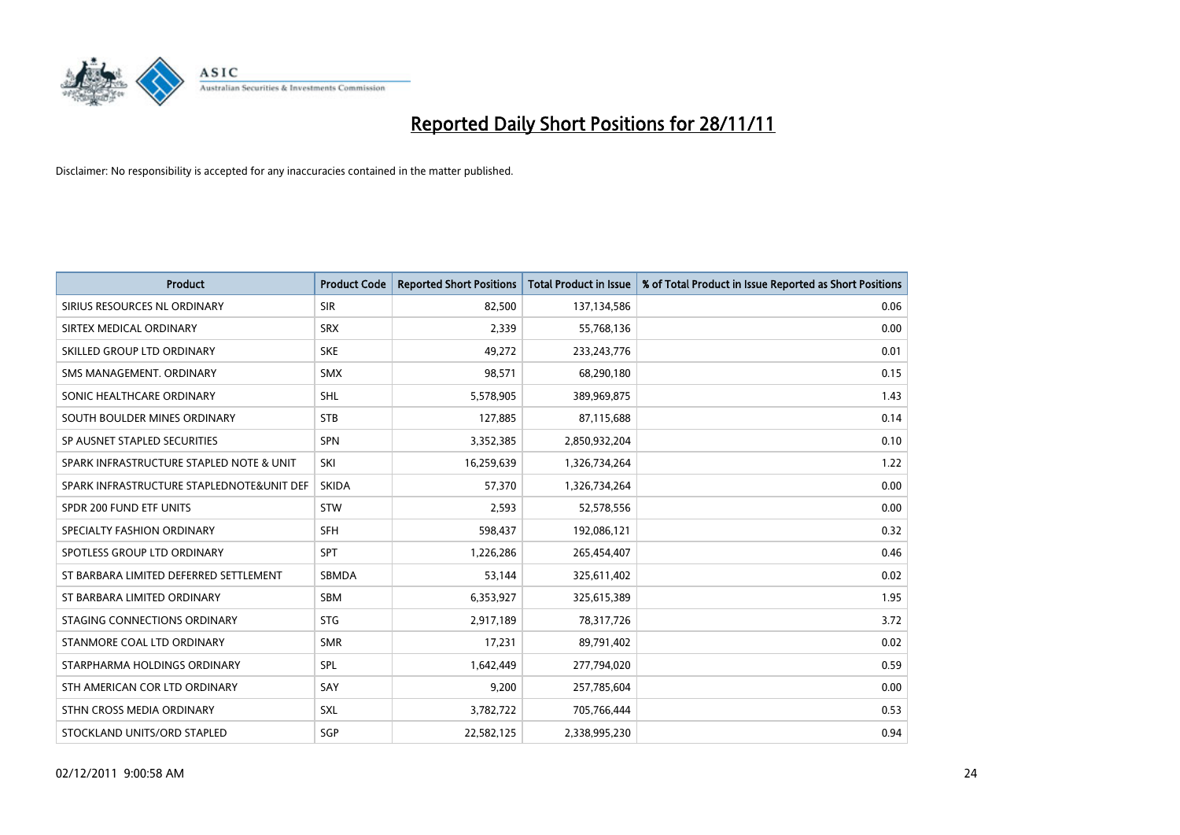# Reported Daily Short Positions for 28/11/11

Disclaimer: No responsibility is accepted for any inaccuracies contained in the matter published.

| Product | Product Code | Reported Short Positions | Total Product in Issue | % of Total Product in Issue Reported as Short Positions |
|---|---|---|---|---|
| SIRIUS RESOURCES NL ORDINARY | SIR | 82,500 | 137,134,586 | 0.06 |
| SIRTEX MEDICAL ORDINARY | SRX | 2,339 | 55,768,136 | 0.00 |
| SKILLED GROUP LTD ORDINARY | SKE | 49,272 | 233,243,776 | 0.01 |
| SMS MANAGEMENT. ORDINARY | SMX | 98,571 | 68,290,180 | 0.15 |
| SONIC HEALTHCARE ORDINARY | SHL | 5,578,905 | 389,969,875 | 1.43 |
| SOUTH BOULDER MINES ORDINARY | STB | 127,885 | 87,115,688 | 0.14 |
| SP AUSNET STAPLED SECURITIES | SPN | 3,352,385 | 2,850,932,204 | 0.10 |
| SPARK INFRASTRUCTURE STAPLED NOTE & UNIT | SKI | 16,259,639 | 1,326,734,264 | 1.22 |
| SPARK INFRASTRUCTURE STAPLEDNOTE&UNIT DEF | SKIDA | 57,370 | 1,326,734,264 | 0.00 |
| SPDR 200 FUND ETF UNITS | STW | 2,593 | 52,578,556 | 0.00 |
| SPECIALTY FASHION ORDINARY | SFH | 598,437 | 192,086,121 | 0.32 |
| SPOTLESS GROUP LTD ORDINARY | SPT | 1,226,286 | 265,454,407 | 0.46 |
| ST BARBARA LIMITED DEFERRED SETTLEMENT | SBMDA | 53,144 | 325,611,402 | 0.02 |
| ST BARBARA LIMITED ORDINARY | SBM | 6,353,927 | 325,615,389 | 1.95 |
| STAGING CONNECTIONS ORDINARY | STG | 2,917,189 | 78,317,726 | 3.72 |
| STANMORE COAL LTD ORDINARY | SMR | 17,231 | 89,791,402 | 0.02 |
| STARPHARMA HOLDINGS ORDINARY | SPL | 1,642,449 | 277,794,020 | 0.59 |
| STH AMERICAN COR LTD ORDINARY | SAY | 9,200 | 257,785,604 | 0.00 |
| STHN CROSS MEDIA ORDINARY | SXL | 3,782,722 | 705,766,444 | 0.53 |
| STOCKLAND UNITS/ORD STAPLED | SGP | 22,582,125 | 2,338,995,230 | 0.94 |

02/12/2011 9:00:58 AM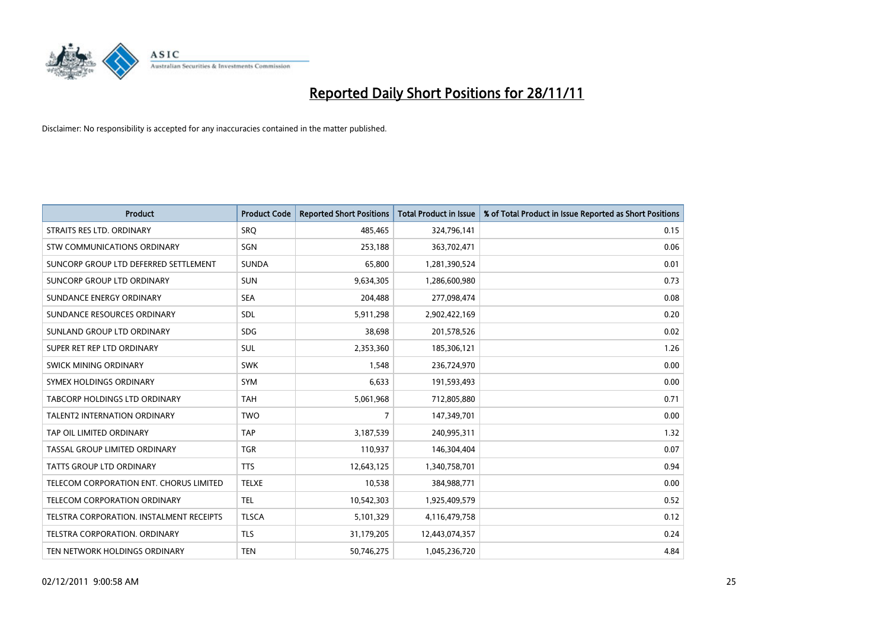# Reported Daily Short Positions for 28/11/11

Disclaimer: No responsibility is accepted for any inaccuracies contained in the matter published.

| Product | Product Code | Reported Short Positions | Total Product in Issue | % of Total Product in Issue Reported as Short Positions |
|---|---|---|---|---|
| STRAITS RES LTD. ORDINARY | SRQ | 485,465 | 324,796,141 | 0.15 |
| STW COMMUNICATIONS ORDINARY | SGN | 253,188 | 363,702,471 | 0.06 |
| SUNCORP GROUP LTD DEFERRED SETTLEMENT | SUNDA | 65,800 | 1,281,390,524 | 0.01 |
| SUNCORP GROUP LTD ORDINARY | SUN | 9,634,305 | 1,286,600,980 | 0.73 |
| SUNDANCE ENERGY ORDINARY | SEA | 204,488 | 277,098,474 | 0.08 |
| SUNDANCE RESOURCES ORDINARY | SDL | 5,911,298 | 2,902,422,169 | 0.20 |
| SUNLAND GROUP LTD ORDINARY | SDG | 38,698 | 201,578,526 | 0.02 |
| SUPER RET REP LTD ORDINARY | SUL | 2,353,360 | 185,306,121 | 1.26 |
| SWICK MINING ORDINARY | SWK | 1,548 | 236,724,970 | 0.00 |
| SYMEX HOLDINGS ORDINARY | SYM | 6,633 | 191,593,493 | 0.00 |
| TABCORP HOLDINGS LTD ORDINARY | TAH | 5,061,968 | 712,805,880 | 0.71 |
| TALENT2 INTERNATION ORDINARY | TWO | 7 | 147,349,701 | 0.00 |
| TAP OIL LIMITED ORDINARY | TAP | 3,187,539 | 240,995,311 | 1.32 |
| TASSAL GROUP LIMITED ORDINARY | TGR | 110,937 | 146,304,404 | 0.07 |
| TATTS GROUP LTD ORDINARY | TTS | 12,643,125 | 1,340,758,701 | 0.94 |
| TELECOM CORPORATION ENT. CHORUS LIMITED | TELXE | 10,538 | 384,988,771 | 0.00 |
| TELECOM CORPORATION ORDINARY | TEL | 10,542,303 | 1,925,409,579 | 0.52 |
| TELSTRA CORPORATION. INSTALMENT RECEIPTS | TLSCA | 5,101,329 | 4,116,479,758 | 0.12 |
| TELSTRA CORPORATION. ORDINARY | TLS | 31,179,205 | 12,443,074,357 | 0.24 |
| TEN NETWORK HOLDINGS ORDINARY | TEN | 50,746,275 | 1,045,236,720 | 4.84 |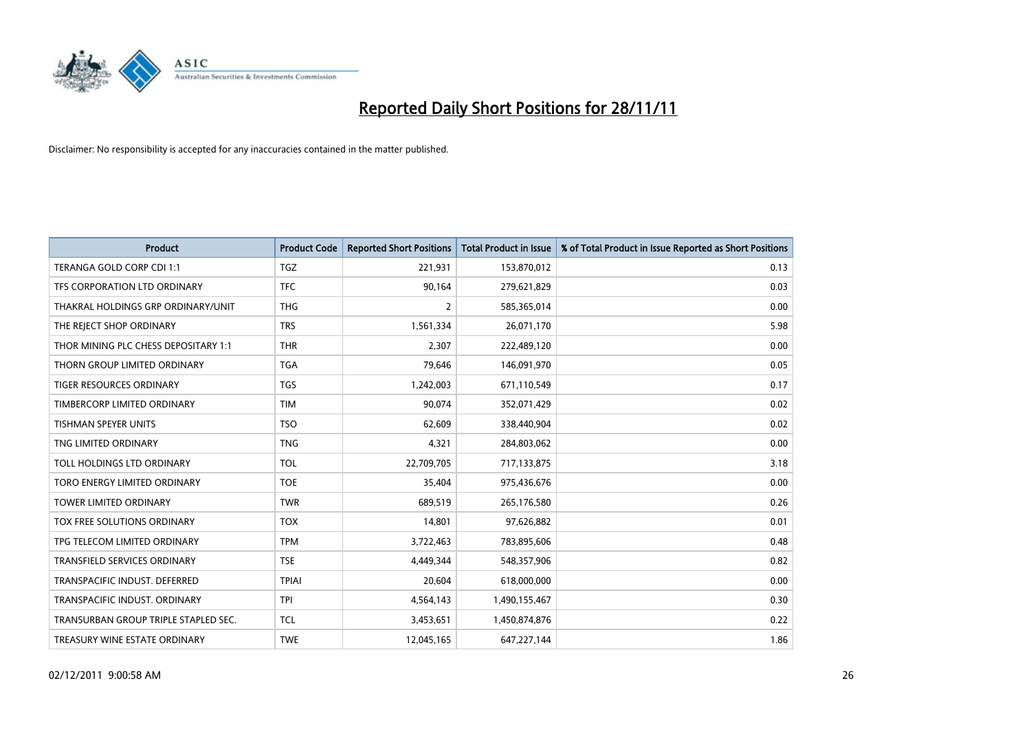# Reported Daily Short Positions for 28/11/11

Disclaimer: No responsibility is accepted for any inaccuracies contained in the matter published.

| Product | Product Code | Reported Short Positions | Total Product in Issue | % of Total Product in Issue Reported as Short Positions |
| --- | --- | --- | --- | --- |
| TERANGA GOLD CORP CDI 1:1 | TGZ | 221,931 | 153,870,012 | 0.13 |
| TFS CORPORATION LTD ORDINARY | TFC | 90,164 | 279,621,829 | 0.03 |
| THAKRAL HOLDINGS GRP ORDINARY/UNIT | THG | 2 | 585,365,014 | 0.00 |
| THE REJECT SHOP ORDINARY | TRS | 1,561,334 | 26,071,170 | 5.98 |
| THOR MINING PLC CHESS DEPOSITARY 1:1 | THR | 2,307 | 222,489,120 | 0.00 |
| THORN GROUP LIMITED ORDINARY | TGA | 79,646 | 146,091,970 | 0.05 |
| TIGER RESOURCES ORDINARY | TGS | 1,242,003 | 671,110,549 | 0.17 |
| TIMBERCORP LIMITED ORDINARY | TIM | 90,074 | 352,071,429 | 0.02 |
| TISHMAN SPEYER UNITS | TSO | 62,609 | 338,440,904 | 0.02 |
| TNG LIMITED ORDINARY | TNG | 4,321 | 284,803,062 | 0.00 |
| TOLL HOLDINGS LTD ORDINARY | TOL | 22,709,705 | 717,133,875 | 3.18 |
| TORO ENERGY LIMITED ORDINARY | TOE | 35,404 | 975,436,676 | 0.00 |
| TOWER LIMITED ORDINARY | TWR | 689,519 | 265,176,580 | 0.26 |
| TOX FREE SOLUTIONS ORDINARY | TOX | 14,801 | 97,626,882 | 0.01 |
| TPG TELECOM LIMITED ORDINARY | TPM | 3,722,463 | 783,895,606 | 0.48 |
| TRANSFIELD SERVICES ORDINARY | TSE | 4,449,344 | 548,357,906 | 0.82 |
| TRANSPACIFIC INDUST. DEFERRED | TPIAI | 20,604 | 618,000,000 | 0.00 |
| TRANSPACIFIC INDUST. ORDINARY | TPI | 4,564,143 | 1,490,155,467 | 0.30 |
| TRANSURBAN GROUP TRIPLE STAPLED SEC. | TCL | 3,453,651 | 1,450,874,876 | 0.22 |
| TREASURY WINE ESTATE ORDINARY | TWE | 12,045,165 | 647,227,144 | 1.86 |

02/12/2011 9:00:58 AM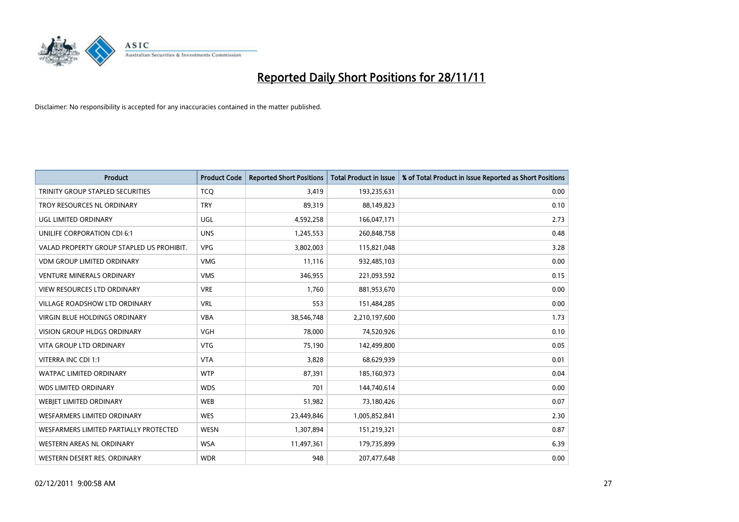# Reported Daily Short Positions for 28/11/11

Disclaimer: No responsibility is accepted for any inaccuracies contained in the matter published.

| Product | Product Code | Reported Short Positions | Total Product in Issue | % of Total Product in Issue Reported as Short Positions |
|---|---|---|---|---|
| TRINITY GROUP STAPLED SECURITIES | TCQ | 3,419 | 193,235,631 | 0.00 |
| TROY RESOURCES NL ORDINARY | TRY | 89,319 | 88,149,823 | 0.10 |
| UGL LIMITED ORDINARY | UGL | 4,592,258 | 166,047,171 | 2.73 |
| UNILIFE CORPORATION CDI 6:1 | UNS | 1,245,553 | 260,848,758 | 0.48 |
| VALAD PROPERTY GROUP STAPLED US PROHIBIT. | VPG | 3,802,003 | 115,821,048 | 3.28 |
| VDM GROUP LIMITED ORDINARY | VMG | 11,116 | 932,485,103 | 0.00 |
| VENTURE MINERALS ORDINARY | VMS | 346,955 | 221,093,592 | 0.15 |
| VIEW RESOURCES LTD ORDINARY | VRE | 1,760 | 881,953,670 | 0.00 |
| VILLAGE ROADSHOW LTD ORDINARY | VRL | 553 | 151,484,285 | 0.00 |
| VIRGIN BLUE HOLDINGS ORDINARY | VBA | 38,546,748 | 2,210,197,600 | 1.73 |
| VISION GROUP HLDGS ORDINARY | VGH | 78,000 | 74,520,926 | 0.10 |
| VITA GROUP LTD ORDINARY | VTG | 75,190 | 142,499,800 | 0.05 |
| VITERRA INC CDI 1:1 | VTA | 3,828 | 68,629,939 | 0.01 |
| WATPAC LIMITED ORDINARY | WTP | 87,391 | 185,160,973 | 0.04 |
| WDS LIMITED ORDINARY | WDS | 701 | 144,740,614 | 0.00 |
| WEBJET LIMITED ORDINARY | WEB | 51,982 | 73,180,426 | 0.07 |
| WESFARMERS LIMITED ORDINARY | WES | 23,449,846 | 1,005,852,841 | 2.30 |
| WESFARMERS LIMITED PARTIALLY PROTECTED | WESN | 1,307,894 | 151,219,321 | 0.87 |
| WESTERN AREAS NL ORDINARY | WSA | 11,497,361 | 179,735,899 | 6.39 |
| WESTERN DESERT RES. ORDINARY | WDR | 948 | 207,477,648 | 0.00 |

02/12/2011 9:00:58 AM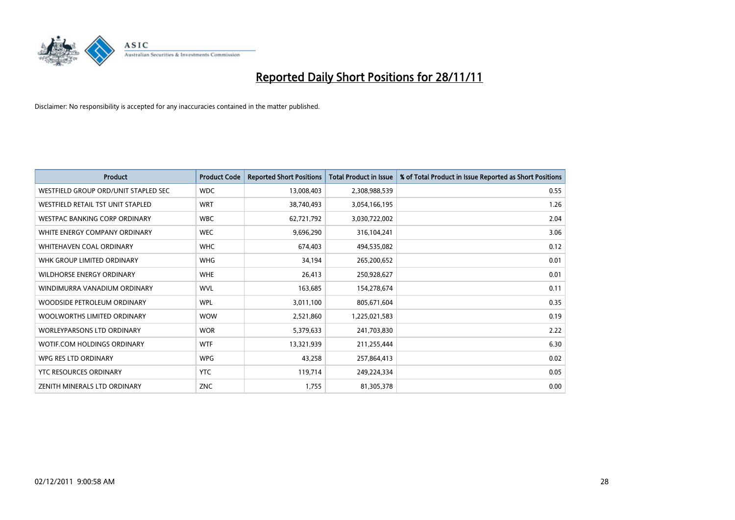# Reported Daily Short Positions for 28/11/11

Disclaimer: No responsibility is accepted for any inaccuracies contained in the matter published.

| Product | Product Code | Reported Short Positions | Total Product in Issue | % of Total Product in Issue Reported as Short Positions |
|---|---|---|---|---|
| WESTFIELD GROUP ORD/UNIT STAPLED SEC | WDC | 13,008,403 | 2,308,988,539 | 0.55 |
| WESTFIELD RETAIL TST UNIT STAPLED | WRT | 38,740,493 | 3,054,166,195 | 1.26 |
| WESTPAC BANKING CORP ORDINARY | WBC | 62,721,792 | 3,030,722,002 | 2.04 |
| WHITE ENERGY COMPANY ORDINARY | WEC | 9,696,290 | 316,104,241 | 3.06 |
| WHITEHAVEN COAL ORDINARY | WHC | 674,403 | 494,535,082 | 0.12 |
| WHK GROUP LIMITED ORDINARY | WHG | 34,194 | 265,200,652 | 0.01 |
| WILDHORSE ENERGY ORDINARY | WHE | 26,413 | 250,928,627 | 0.01 |
| WINDIMURRA VANADIUM ORDINARY | WVL | 163,685 | 154,278,674 | 0.11 |
| WOODSIDE PETROLEUM ORDINARY | WPL | 3,011,100 | 805,671,604 | 0.35 |
| WOOLWORTHS LIMITED ORDINARY | WOW | 2,521,860 | 1,225,021,583 | 0.19 |
| WORLEYPARSONS LTD ORDINARY | WOR | 5,379,633 | 241,703,830 | 2.22 |
| WOTIF.COM HOLDINGS ORDINARY | WTF | 13,321,939 | 211,255,444 | 6.30 |
| WPG RES LTD ORDINARY | WPG | 43,258 | 257,864,413 | 0.02 |
| YTC RESOURCES ORDINARY | YTC | 119,714 | 249,224,334 | 0.05 |
| ZENITH MINERALS LTD ORDINARY | ZNC | 1,755 | 81,305,378 | 0.00 |